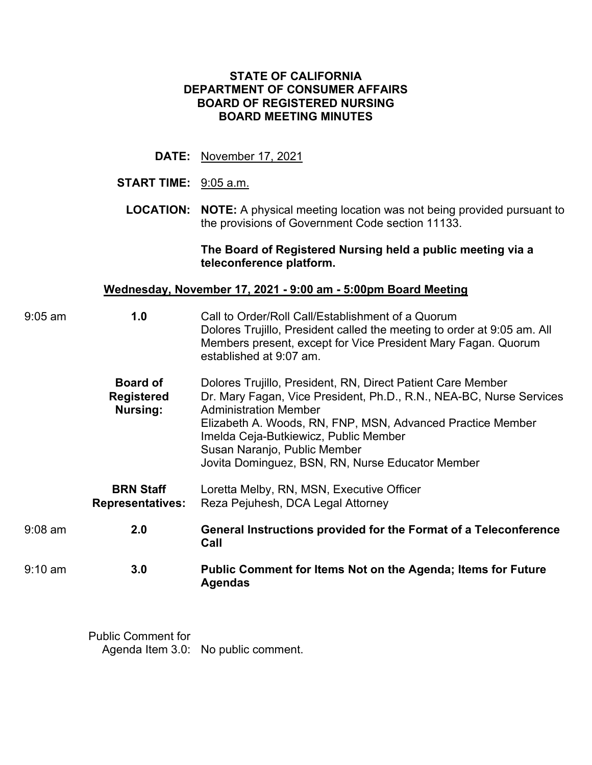**STATE OF CALIFORNIA**
**DEPARTMENT OF CONSUMER AFFAIRS**
**BOARD OF REGISTERED NURSING**
**BOARD MEETING MINUTES**

**DATE:** November 17, 2021

**START TIME:** 9:05 a.m.

**LOCATION:** **NOTE:** A physical meeting location was not being provided pursuant to the provisions of Government Code section 11133.

**The Board of Registered Nursing held a public meeting via a teleconference platform.**

**Wednesday, November 17, 2021 - 9:00 am - 5:00pm Board Meeting**

9:05 am **1.0** Call to Order/Roll Call/Establishment of a Quorum
Dolores Trujillo, President called the meeting to order at 9:05 am. All Members present, except for Vice President Mary Fagan. Quorum established at 9:07 am.

**Board of Registered Nursing:**
Dolores Trujillo, President, RN, Direct Patient Care Member
Dr. Mary Fagan, Vice President, Ph.D., R.N., NEA-BC, Nurse Services Administration Member
Elizabeth A. Woods, RN, FNP, MSN, Advanced Practice Member
Imelda Ceja-Butkiewicz, Public Member
Susan Naranjo, Public Member
Jovita Dominguez, BSN, RN, Nurse Educator Member

**BRN Staff Representatives:**
Loretta Melby, RN, MSN, Executive Officer
Reza Pejuhesh, DCA Legal Attorney

9:08 am **2.0** **General Instructions provided for the Format of a Teleconference Call**

9:10 am **3.0** **Public Comment for Items Not on the Agenda; Items for Future Agendas**

Public Comment for Agenda Item 3.0: No public comment.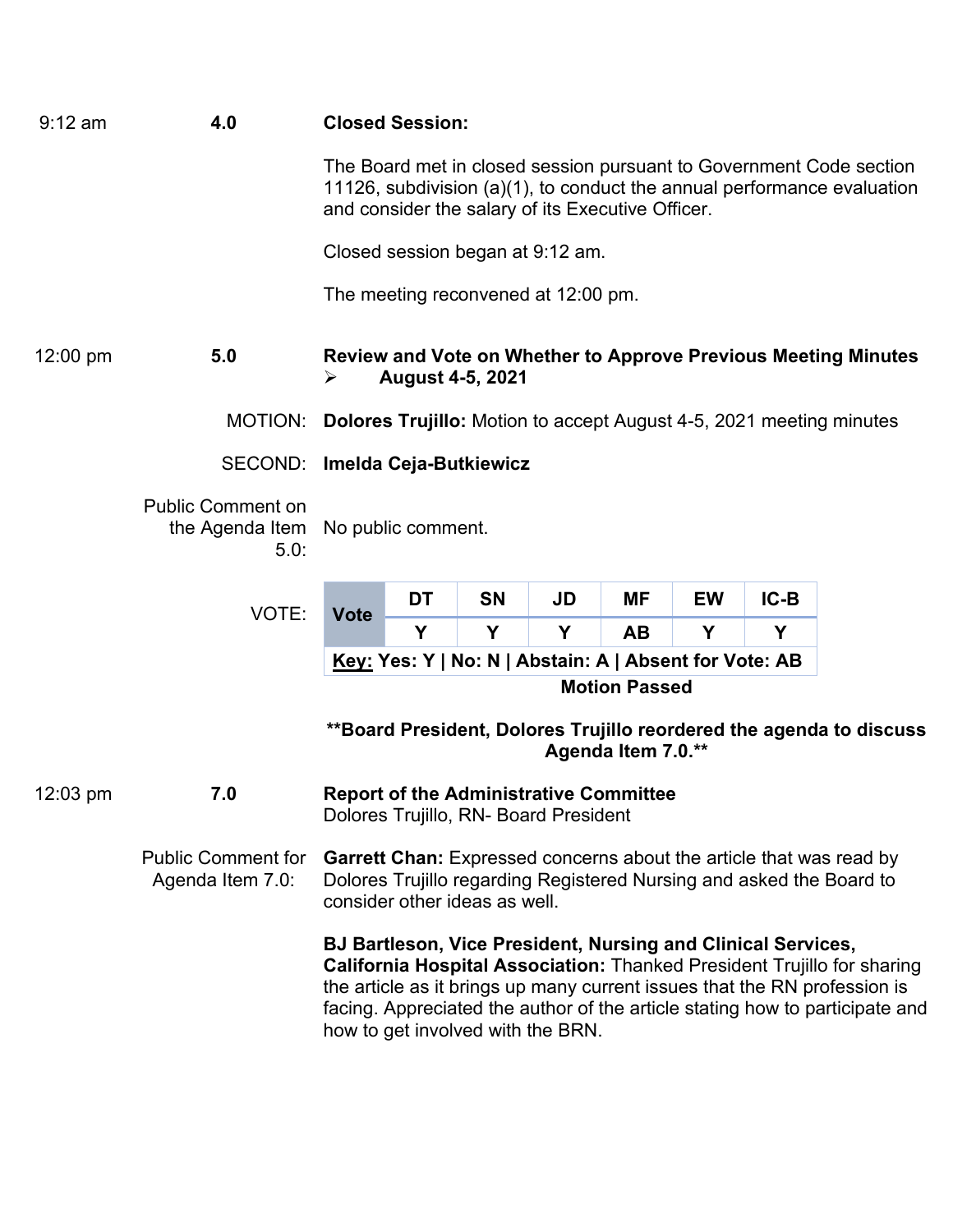9:12 am **4.0** **Closed Session:**

The Board met in closed session pursuant to Government Code section 11126, subdivision (a)(1), to conduct the annual performance evaluation and consider the salary of its Executive Officer.

Closed session began at 9:12 am.

The meeting reconvened at 12:00 pm.

12:00 pm **5.0** **Review and Vote on Whether to Approve Previous Meeting Minutes**

- **August 4-5, 2021**

MOTION: **Dolores Trujillo:** Motion to accept August 4-5, 2021 meeting minutes

SECOND: **Imelda Ceja-Butkiewicz**

Public Comment on the Agenda Item 5.0: No public comment.

VOTE:

| Vote | DT | SN | JD | MF | EW | IC-B |
|---|---|---|---|---|---|---|
| | Y | Y | Y | AB | Y | Y |

**Key: Yes: Y | No: N | Abstain: A | Absent for Vote: AB**

**Motion Passed**

**\*\*Board President, Dolores Trujillo reordered the agenda to discuss Agenda Item 7.0.\*\***

12:03 pm **7.0** **Report of the Administrative Committee**
Dolores Trujillo, RN- Board President

Public Comment for Agenda Item 7.0:

**Garrett Chan:** Expressed concerns about the article that was read by Dolores Trujillo regarding Registered Nursing and asked the Board to consider other ideas as well.

**BJ Bartleson, Vice President, Nursing and Clinical Services, California Hospital Association:** Thanked President Trujillo for sharing the article as it brings up many current issues that the RN profession is facing. Appreciated the author of the article stating how to participate and how to get involved with the BRN.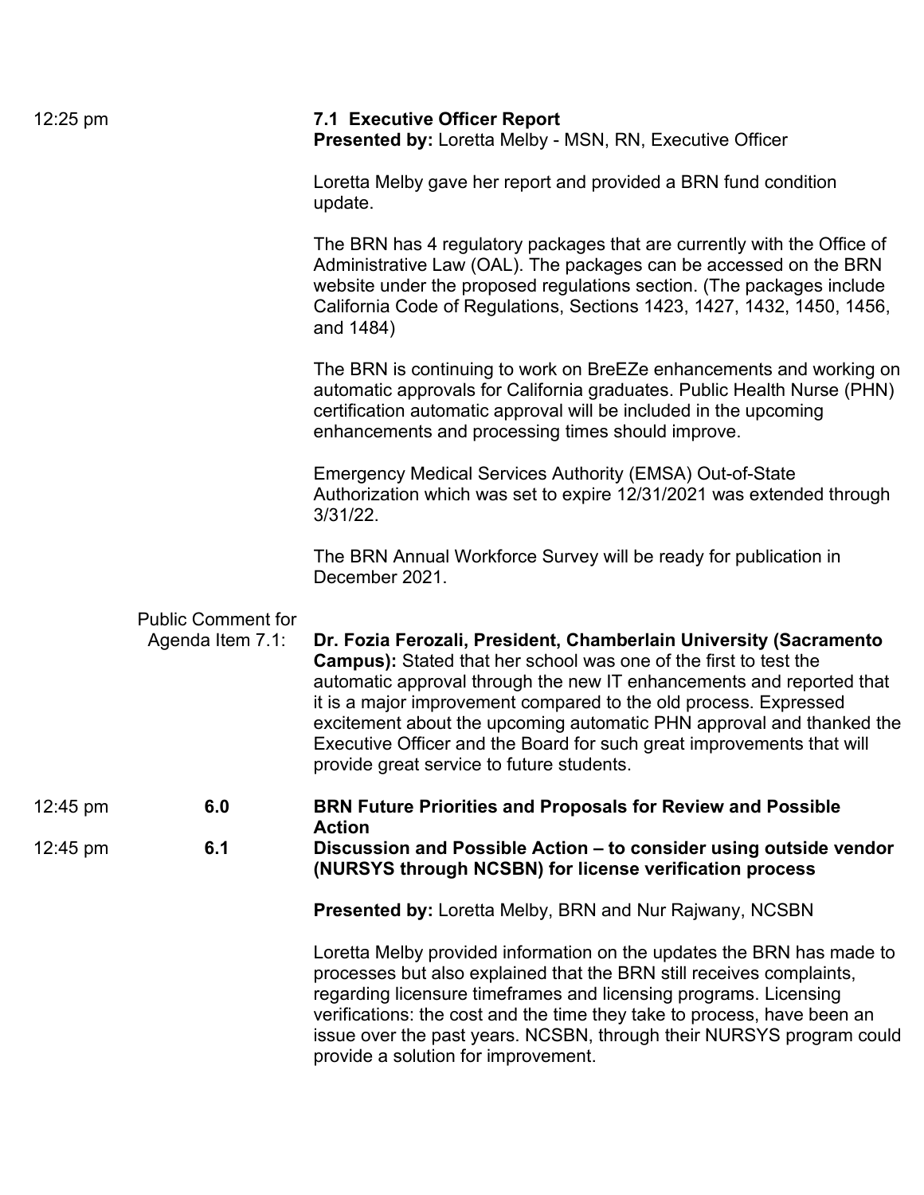12:25 pm **7.1 Executive Officer Report**
**Presented by:** Loretta Melby - MSN, RN, Executive Officer

Loretta Melby gave her report and provided a BRN fund condition update.

The BRN has 4 regulatory packages that are currently with the Office of Administrative Law (OAL). The packages can be accessed on the BRN website under the proposed regulations section. (The packages include California Code of Regulations, Sections 1423, 1427, 1432, 1450, 1456, and 1484)

The BRN is continuing to work on BreEZe enhancements and working on automatic approvals for California graduates. Public Health Nurse (PHN) certification automatic approval will be included in the upcoming enhancements and processing times should improve.

Emergency Medical Services Authority (EMSA) Out-of-State Authorization which was set to expire 12/31/2021 was extended through 3/31/22.

The BRN Annual Workforce Survey will be ready for publication in December 2021.

Public Comment for Agenda Item 7.1: **Dr. Fozia Ferozali, President, Chamberlain University (Sacramento Campus):** Stated that her school was one of the first to test the automatic approval through the new IT enhancements and reported that it is a major improvement compared to the old process. Expressed excitement about the upcoming automatic PHN approval and thanked the Executive Officer and the Board for such great improvements that will provide great service to future students.

12:45 pm **6.0 BRN Future Priorities and Proposals for Review and Possible Action**

12:45 pm **6.1 Discussion and Possible Action – to consider using outside vendor (NURSYS through NCSBN) for license verification process**

**Presented by:** Loretta Melby, BRN and Nur Rajwany, NCSBN

Loretta Melby provided information on the updates the BRN has made to processes but also explained that the BRN still receives complaints, regarding licensure timeframes and licensing programs. Licensing verifications: the cost and the time they take to process, have been an issue over the past years. NCSBN, through their NURSYS program could provide a solution for improvement.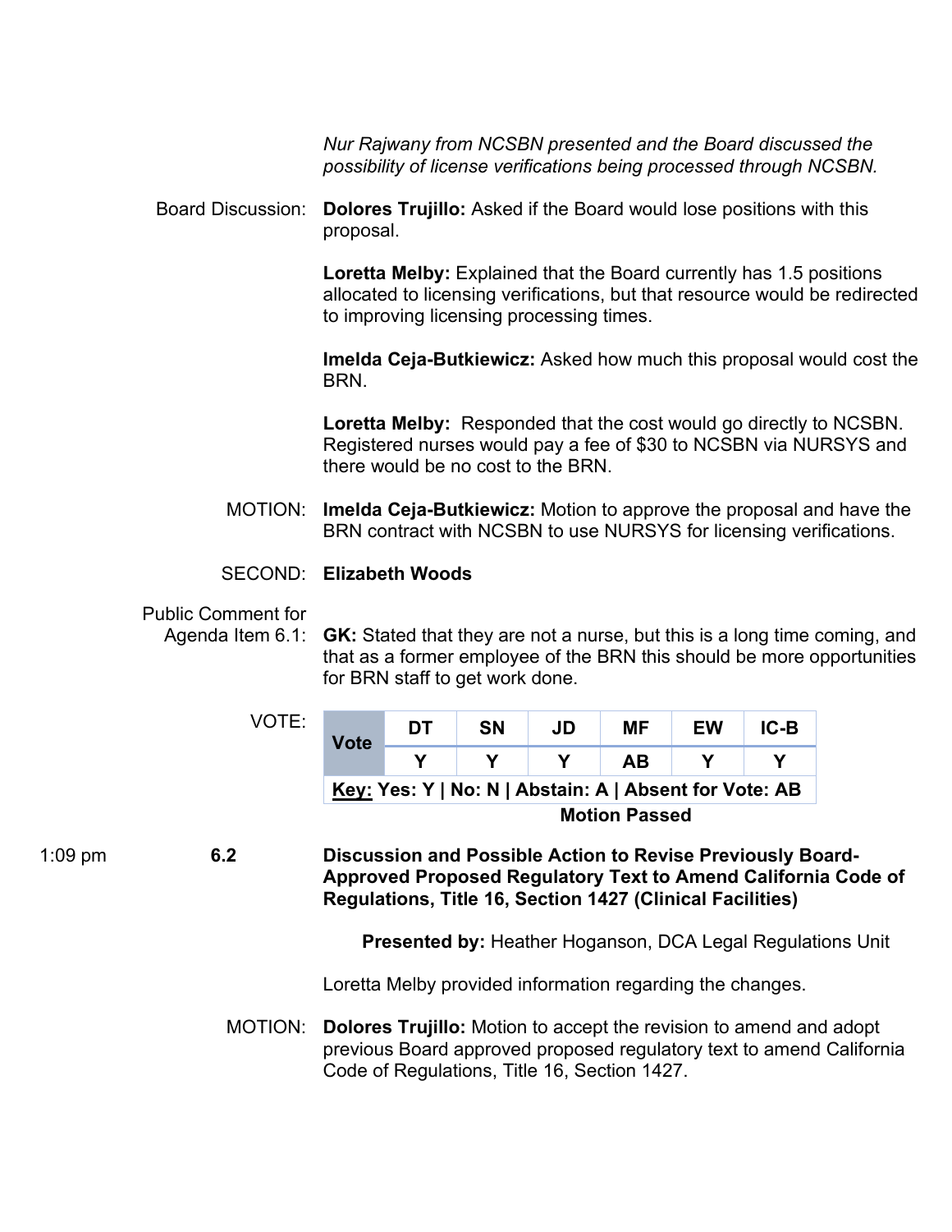*Nur Rajwany from NCSBN presented and the Board discussed the possibility of license verifications being processed through NCSBN.*

Board Discussion: **Dolores Trujillo:** Asked if the Board would lose positions with this proposal.

**Loretta Melby:** Explained that the Board currently has 1.5 positions allocated to licensing verifications, but that resource would be redirected to improving licensing processing times.

**Imelda Ceja-Butkiewicz:** Asked how much this proposal would cost the BRN.

**Loretta Melby:** Responded that the cost would go directly to NCSBN. Registered nurses would pay a fee of $30 to NCSBN via NURSYS and there would be no cost to the BRN.

MOTION: **Imelda Ceja-Butkiewicz:** Motion to approve the proposal and have the BRN contract with NCSBN to use NURSYS for licensing verifications.

SECOND: **Elizabeth Woods**

Public Comment for Agenda Item 6.1: **GK:** Stated that they are not a nurse, but this is a long time coming, and that as a former employee of the BRN this should be more opportunities for BRN staff to get work done.

VOTE:

| Vote | DT | SN | JD | MF | EW | IC-B |
|---|---|---|---|---|---|---|
| | Y | Y | Y | AB | Y | Y |

**Key: Yes: Y | No: N | Abstain: A | Absent for Vote: AB**

**Motion Passed**

1:09 pm **6.2** **Discussion and Possible Action to Revise Previously Board-Approved Proposed Regulatory Text to Amend California Code of Regulations, Title 16, Section 1427 (Clinical Facilities)**

**Presented by:** Heather Hoganson, DCA Legal Regulations Unit

Loretta Melby provided information regarding the changes.

MOTION: **Dolores Trujillo:** Motion to accept the revision to amend and adopt previous Board approved proposed regulatory text to amend California Code of Regulations, Title 16, Section 1427.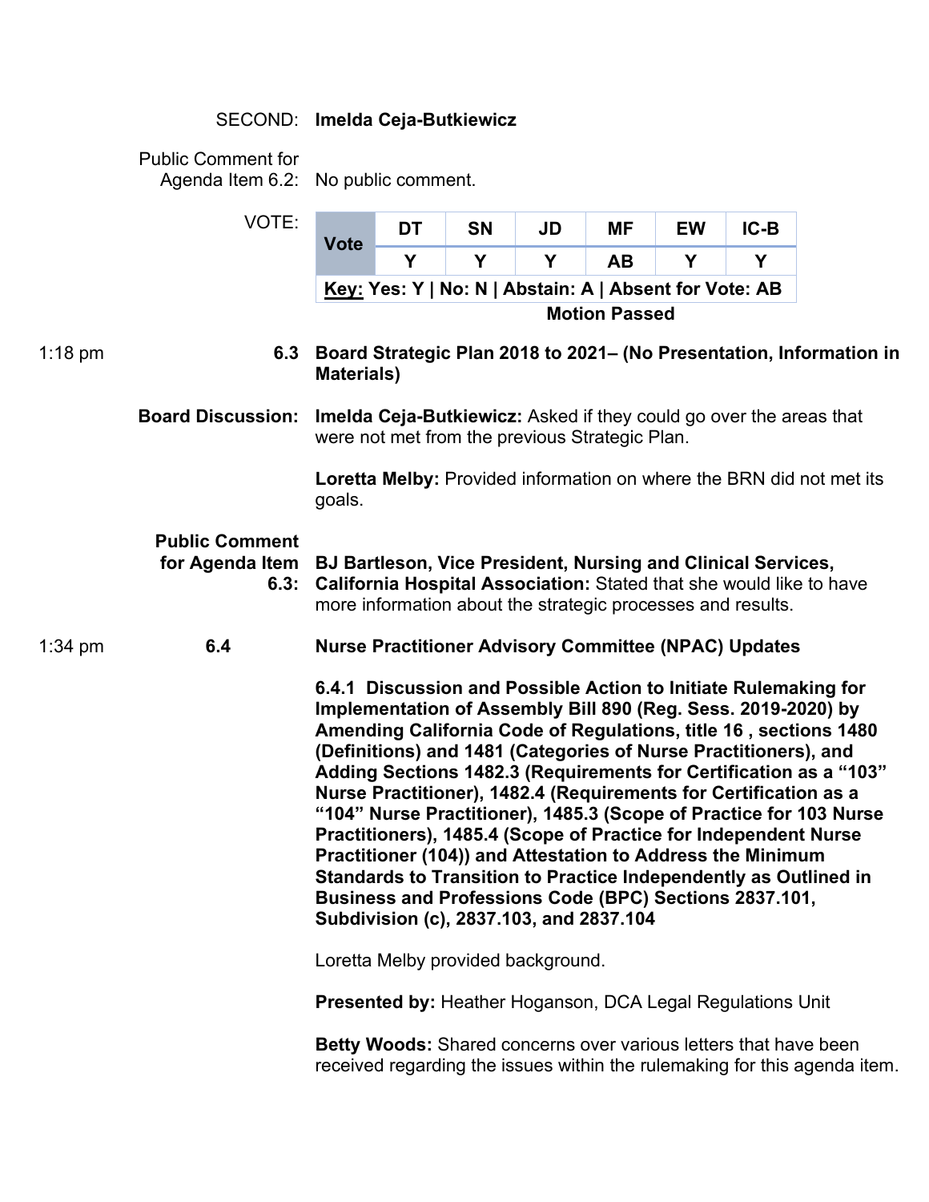SECOND: **Imelda Ceja-Butkiewicz**

Public Comment for Agenda Item 6.2: No public comment.

VOTE:

| Vote | DT | SN | JD | MF | EW | IC-B |
|---|---|---|---|---|---|---|
| | Y | Y | Y | AB | Y | Y |

**Key: Yes: Y | No: N | Abstain: A | Absent for Vote: AB**

**Motion Passed**

1:18 pm **6.3 Board Strategic Plan 2018 to 2021– (No Presentation, Information in Materials)**

**Board Discussion:** **Imelda Ceja-Butkiewicz:** Asked if they could go over the areas that were not met from the previous Strategic Plan.

**Loretta Melby:** Provided information on where the BRN did not met its goals.

**Public Comment for Agenda Item 6.3:** **BJ Bartleson, Vice President, Nursing and Clinical Services, California Hospital Association:** Stated that she would like to have more information about the strategic processes and results.

1:34 pm **6.4 Nurse Practitioner Advisory Committee (NPAC) Updates**

**6.4.1 Discussion and Possible Action to Initiate Rulemaking for Implementation of Assembly Bill 890 (Reg. Sess. 2019-2020) by Amending California Code of Regulations, title 16 , sections 1480 (Definitions) and 1481 (Categories of Nurse Practitioners), and Adding Sections 1482.3 (Requirements for Certification as a "103" Nurse Practitioner), 1482.4 (Requirements for Certification as a "104" Nurse Practitioner), 1485.3 (Scope of Practice for 103 Nurse Practitioners), 1485.4 (Scope of Practice for Independent Nurse Practitioner (104)) and Attestation to Address the Minimum Standards to Transition to Practice Independently as Outlined in Business and Professions Code (BPC) Sections 2837.101, Subdivision (c), 2837.103, and 2837.104**

Loretta Melby provided background.

**Presented by:** Heather Hoganson, DCA Legal Regulations Unit

**Betty Woods:** Shared concerns over various letters that have been received regarding the issues within the rulemaking for this agenda item.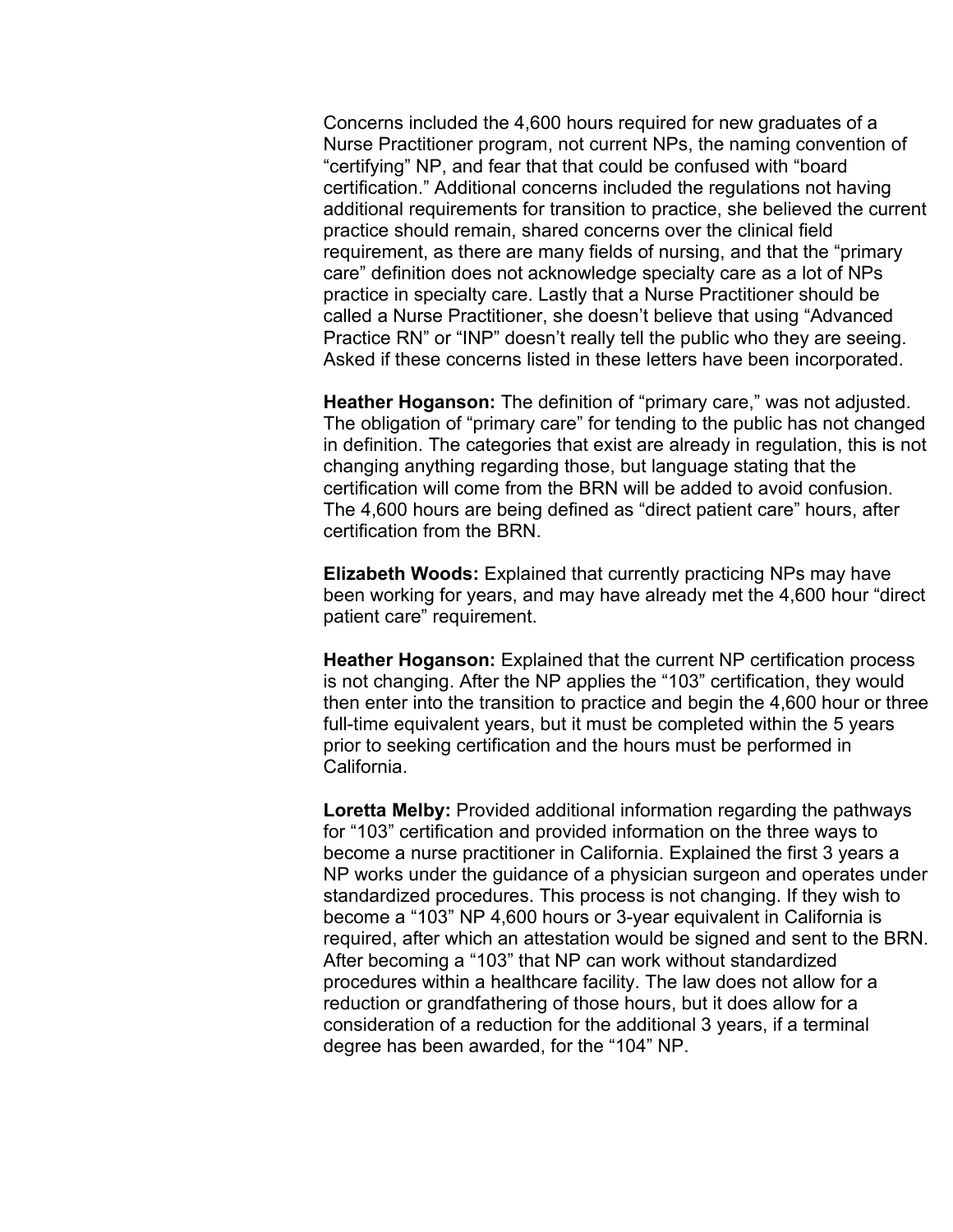Concerns included the 4,600 hours required for new graduates of a Nurse Practitioner program, not current NPs, the naming convention of "certifying" NP, and fear that that could be confused with "board certification." Additional concerns included the regulations not having additional requirements for transition to practice, she believed the current practice should remain, shared concerns over the clinical field requirement, as there are many fields of nursing, and that the "primary care" definition does not acknowledge specialty care as a lot of NPs practice in specialty care. Lastly that a Nurse Practitioner should be called a Nurse Practitioner, she doesn't believe that using "Advanced Practice RN" or "INP" doesn't really tell the public who they are seeing. Asked if these concerns listed in these letters have been incorporated.

**Heather Hoganson:** The definition of "primary care," was not adjusted. The obligation of "primary care" for tending to the public has not changed in definition. The categories that exist are already in regulation, this is not changing anything regarding those, but language stating that the certification will come from the BRN will be added to avoid confusion. The 4,600 hours are being defined as "direct patient care" hours, after certification from the BRN.

**Elizabeth Woods:** Explained that currently practicing NPs may have been working for years, and may have already met the 4,600 hour "direct patient care" requirement.

**Heather Hoganson:** Explained that the current NP certification process is not changing. After the NP applies the "103" certification, they would then enter into the transition to practice and begin the 4,600 hour or three full-time equivalent years, but it must be completed within the 5 years prior to seeking certification and the hours must be performed in California.

**Loretta Melby:** Provided additional information regarding the pathways for "103" certification and provided information on the three ways to become a nurse practitioner in California. Explained the first 3 years a NP works under the guidance of a physician surgeon and operates under standardized procedures. This process is not changing. If they wish to become a "103" NP 4,600 hours or 3-year equivalent in California is required, after which an attestation would be signed and sent to the BRN. After becoming a "103" that NP can work without standardized procedures within a healthcare facility. The law does not allow for a reduction or grandfathering of those hours, but it does allow for a consideration of a reduction for the additional 3 years, if a terminal degree has been awarded, for the "104" NP.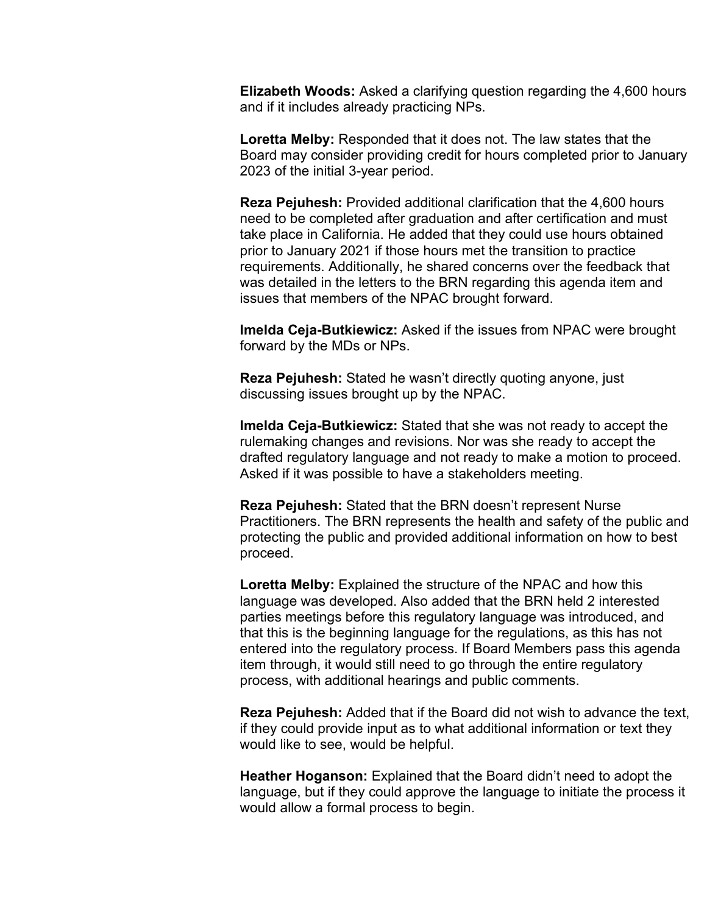**Elizabeth Woods:** Asked a clarifying question regarding the 4,600 hours and if it includes already practicing NPs.

**Loretta Melby:** Responded that it does not. The law states that the Board may consider providing credit for hours completed prior to January 2023 of the initial 3-year period.

**Reza Pejuhesh:** Provided additional clarification that the 4,600 hours need to be completed after graduation and after certification and must take place in California. He added that they could use hours obtained prior to January 2021 if those hours met the transition to practice requirements. Additionally, he shared concerns over the feedback that was detailed in the letters to the BRN regarding this agenda item and issues that members of the NPAC brought forward.

**Imelda Ceja-Butkiewicz:** Asked if the issues from NPAC were brought forward by the MDs or NPs.

**Reza Pejuhesh:** Stated he wasn't directly quoting anyone, just discussing issues brought up by the NPAC.

**Imelda Ceja-Butkiewicz:** Stated that she was not ready to accept the rulemaking changes and revisions. Nor was she ready to accept the drafted regulatory language and not ready to make a motion to proceed. Asked if it was possible to have a stakeholders meeting.

**Reza Pejuhesh:** Stated that the BRN doesn't represent Nurse Practitioners. The BRN represents the health and safety of the public and protecting the public and provided additional information on how to best proceed.

**Loretta Melby:** Explained the structure of the NPAC and how this language was developed. Also added that the BRN held 2 interested parties meetings before this regulatory language was introduced, and that this is the beginning language for the regulations, as this has not entered into the regulatory process. If Board Members pass this agenda item through, it would still need to go through the entire regulatory process, with additional hearings and public comments.

**Reza Pejuhesh:** Added that if the Board did not wish to advance the text, if they could provide input as to what additional information or text they would like to see, would be helpful.

**Heather Hoganson:** Explained that the Board didn't need to adopt the language, but if they could approve the language to initiate the process it would allow a formal process to begin.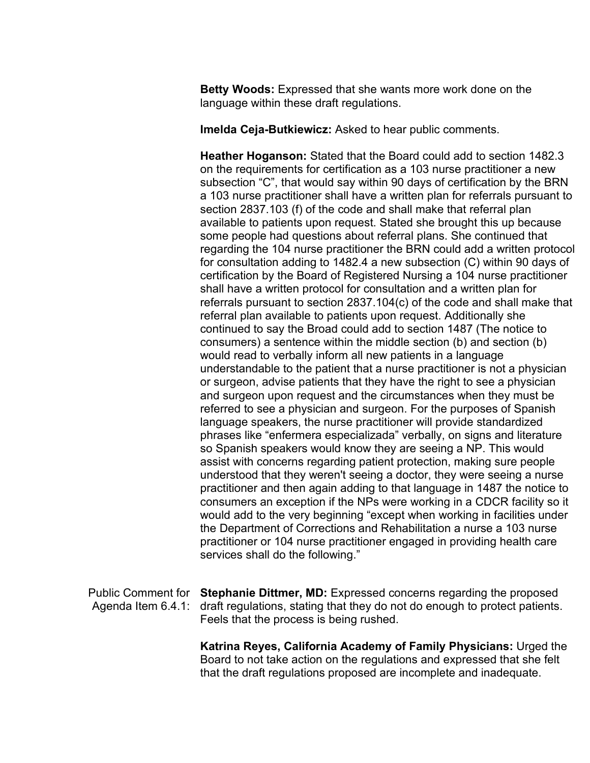**Betty Woods:** Expressed that she wants more work done on the language within these draft regulations.

**Imelda Ceja-Butkiewicz:** Asked to hear public comments.

**Heather Hoganson:** Stated that the Board could add to section 1482.3 on the requirements for certification as a 103 nurse practitioner a new subsection "C", that would say within 90 days of certification by the BRN a 103 nurse practitioner shall have a written plan for referrals pursuant to section 2837.103 (f) of the code and shall make that referral plan available to patients upon request. Stated she brought this up because some people had questions about referral plans. She continued that regarding the 104 nurse practitioner the BRN could add a written protocol for consultation adding to 1482.4 a new subsection (C) within 90 days of certification by the Board of Registered Nursing a 104 nurse practitioner shall have a written protocol for consultation and a written plan for referrals pursuant to section 2837.104(c) of the code and shall make that referral plan available to patients upon request. Additionally she continued to say the Broad could add to section 1487 (The notice to consumers) a sentence within the middle section (b) and section (b) would read to verbally inform all new patients in a language understandable to the patient that a nurse practitioner is not a physician or surgeon, advise patients that they have the right to see a physician and surgeon upon request and the circumstances when they must be referred to see a physician and surgeon. For the purposes of Spanish language speakers, the nurse practitioner will provide standardized phrases like "enfermera especializada" verbally, on signs and literature so Spanish speakers would know they are seeing a NP. This would assist with concerns regarding patient protection, making sure people understood that they weren't seeing a doctor, they were seeing a nurse practitioner and then again adding to that language in 1487 the notice to consumers an exception if the NPs were working in a CDCR facility so it would add to the very beginning "except when working in facilities under the Department of Corrections and Rehabilitation a nurse a 103 nurse practitioner or 104 nurse practitioner engaged in providing health care services shall do the following."

Public Comment for Agenda Item 6.4.1:

**Stephanie Dittmer, MD:** Expressed concerns regarding the proposed draft regulations, stating that they do not do enough to protect patients. Feels that the process is being rushed.

**Katrina Reyes, California Academy of Family Physicians:** Urged the Board to not take action on the regulations and expressed that she felt that the draft regulations proposed are incomplete and inadequate.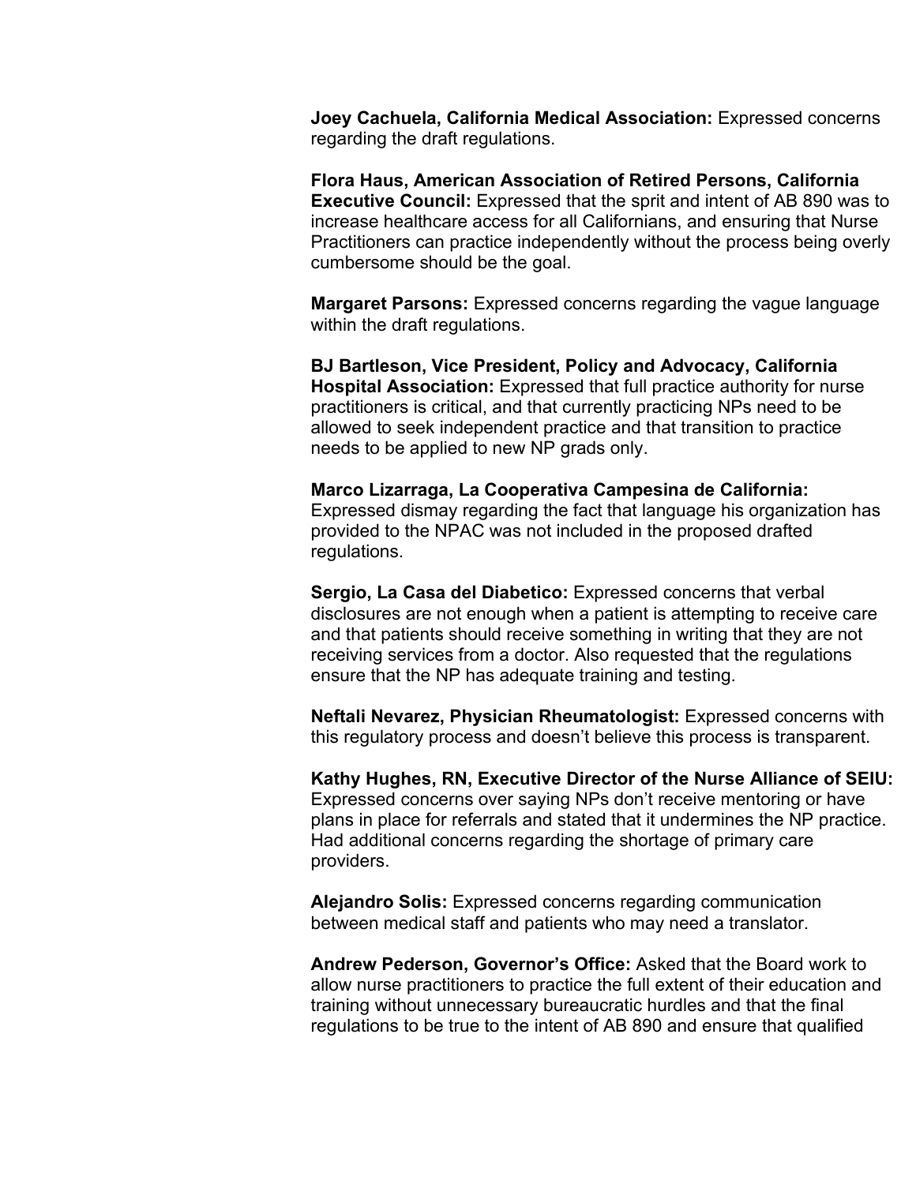**Joey Cachuela, California Medical Association:** Expressed concerns regarding the draft regulations.

**Flora Haus, American Association of Retired Persons, California Executive Council:** Expressed that the sprit and intent of AB 890 was to increase healthcare access for all Californians, and ensuring that Nurse Practitioners can practice independently without the process being overly cumbersome should be the goal.

**Margaret Parsons:** Expressed concerns regarding the vague language within the draft regulations.

**BJ Bartleson, Vice President, Policy and Advocacy, California Hospital Association:** Expressed that full practice authority for nurse practitioners is critical, and that currently practicing NPs need to be allowed to seek independent practice and that transition to practice needs to be applied to new NP grads only.

**Marco Lizarraga, La Cooperativa Campesina de California:** Expressed dismay regarding the fact that language his organization has provided to the NPAC was not included in the proposed drafted regulations.

**Sergio, La Casa del Diabetico:** Expressed concerns that verbal disclosures are not enough when a patient is attempting to receive care and that patients should receive something in writing that they are not receiving services from a doctor. Also requested that the regulations ensure that the NP has adequate training and testing.

**Neftali Nevarez, Physician Rheumatologist:** Expressed concerns with this regulatory process and doesn't believe this process is transparent.

**Kathy Hughes, RN, Executive Director of the Nurse Alliance of SEIU:** Expressed concerns over saying NPs don't receive mentoring or have plans in place for referrals and stated that it undermines the NP practice. Had additional concerns regarding the shortage of primary care providers.

**Alejandro Solis:** Expressed concerns regarding communication between medical staff and patients who may need a translator.

**Andrew Pederson, Governor's Office:** Asked that the Board work to allow nurse practitioners to practice the full extent of their education and training without unnecessary bureaucratic hurdles and that the final regulations to be true to the intent of AB 890 and ensure that qualified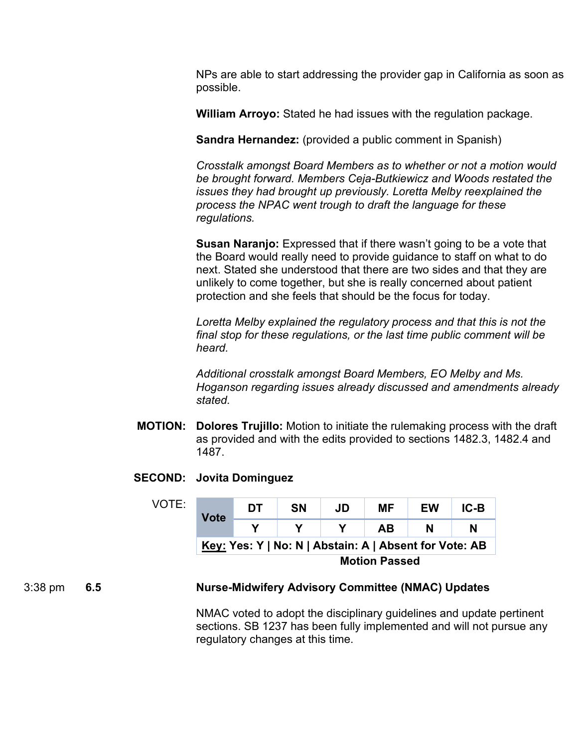NPs are able to start addressing the provider gap in California as soon as possible.

**William Arroyo:** Stated he had issues with the regulation package.

**Sandra Hernandez:** (provided a public comment in Spanish)

*Crosstalk amongst Board Members as to whether or not a motion would be brought forward. Members Ceja-Butkiewicz and Woods restated the issues they had brought up previously. Loretta Melby reexplained the process the NPAC went trough to draft the language for these regulations.*

**Susan Naranjo:** Expressed that if there wasn't going to be a vote that the Board would really need to provide guidance to staff on what to do next. Stated she understood that there are two sides and that they are unlikely to come together, but she is really concerned about patient protection and she feels that should be the focus for today.

*Loretta Melby explained the regulatory process and that this is not the final stop for these regulations, or the last time public comment will be heard.*

*Additional crosstalk amongst Board Members, EO Melby and Ms. Hoganson regarding issues already discussed and amendments already stated.*

**MOTION:** **Dolores Trujillo:** Motion to initiate the rulemaking process with the draft as provided and with the edits provided to sections 1482.3, 1482.4 and 1487.

**SECOND:** **Jovita Dominguez**

VOTE:

| Vote | DT | SN | JD | MF | EW | IC-B |
|---|---|---|---|---|---|---|
| | Y | Y | Y | AB | N | N |
| **Key: Yes: Y \| No: N \| Abstain: A \| Absent for Vote: AB** | | | | | | |

**Motion Passed**

3:38 pm **6.5** **Nurse-Midwifery Advisory Committee (NMAC) Updates**

NMAC voted to adopt the disciplinary guidelines and update pertinent sections. SB 1237 has been fully implemented and will not pursue any regulatory changes at this time.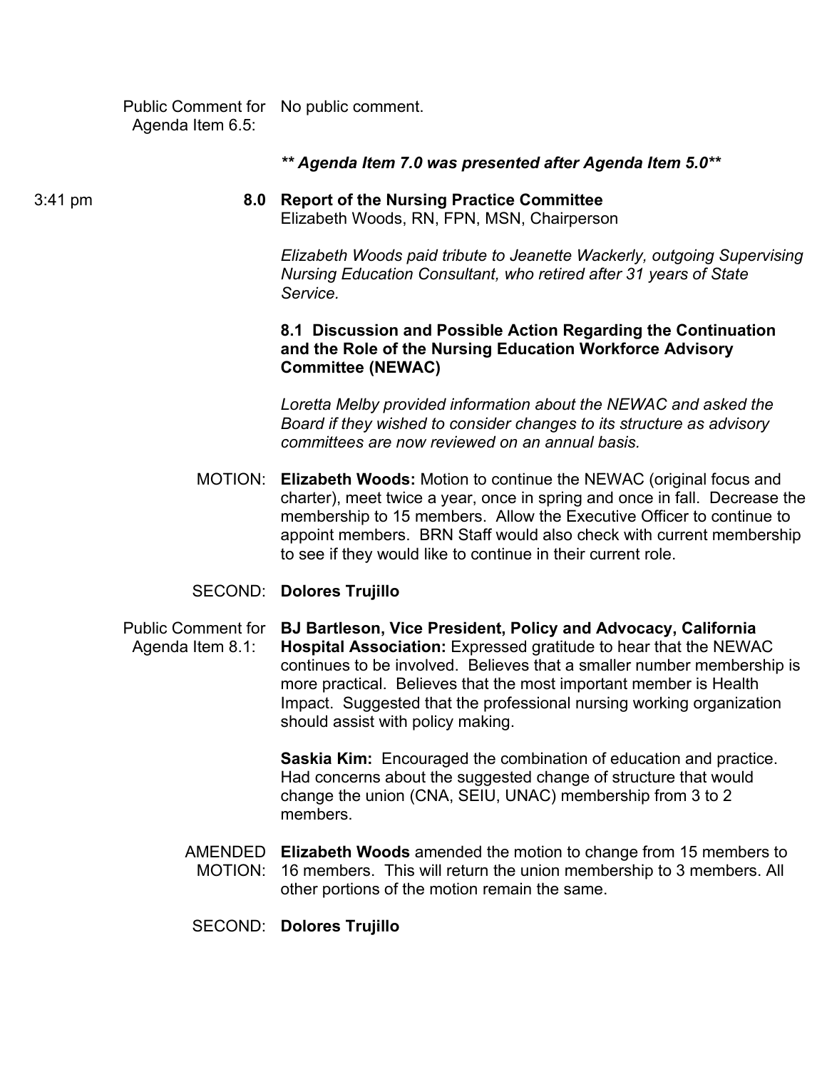Public Comment for Agenda Item 6.5: No public comment.

***\*\* Agenda Item 7.0 was presented after Agenda Item 5.0\*\****

3:41 pm **8.0 Report of the Nursing Practice Committee**
Elizabeth Woods, RN, FPN, MSN, Chairperson

*Elizabeth Woods paid tribute to Jeanette Wackerly, outgoing Supervising Nursing Education Consultant, who retired after 31 years of State Service.*

**8.1 Discussion and Possible Action Regarding the Continuation and the Role of the Nursing Education Workforce Advisory Committee (NEWAC)**

*Loretta Melby provided information about the NEWAC and asked the Board if they wished to consider changes to its structure as advisory committees are now reviewed on an annual basis.*

MOTION: **Elizabeth Woods:** Motion to continue the NEWAC (original focus and charter), meet twice a year, once in spring and once in fall. Decrease the membership to 15 members. Allow the Executive Officer to continue to appoint members. BRN Staff would also check with current membership to see if they would like to continue in their current role.

SECOND: **Dolores Trujillo**

Public Comment for Agenda Item 8.1: **BJ Bartleson, Vice President, Policy and Advocacy, California Hospital Association:** Expressed gratitude to hear that the NEWAC continues to be involved. Believes that a smaller number membership is more practical. Believes that the most important member is Health Impact. Suggested that the professional nursing working organization should assist with policy making.

**Saskia Kim:** Encouraged the combination of education and practice. Had concerns about the suggested change of structure that would change the union (CNA, SEIU, UNAC) membership from 3 to 2 members.

AMENDED MOTION: **Elizabeth Woods** amended the motion to change from 15 members to 16 members. This will return the union membership to 3 members. All other portions of the motion remain the same.

SECOND: **Dolores Trujillo**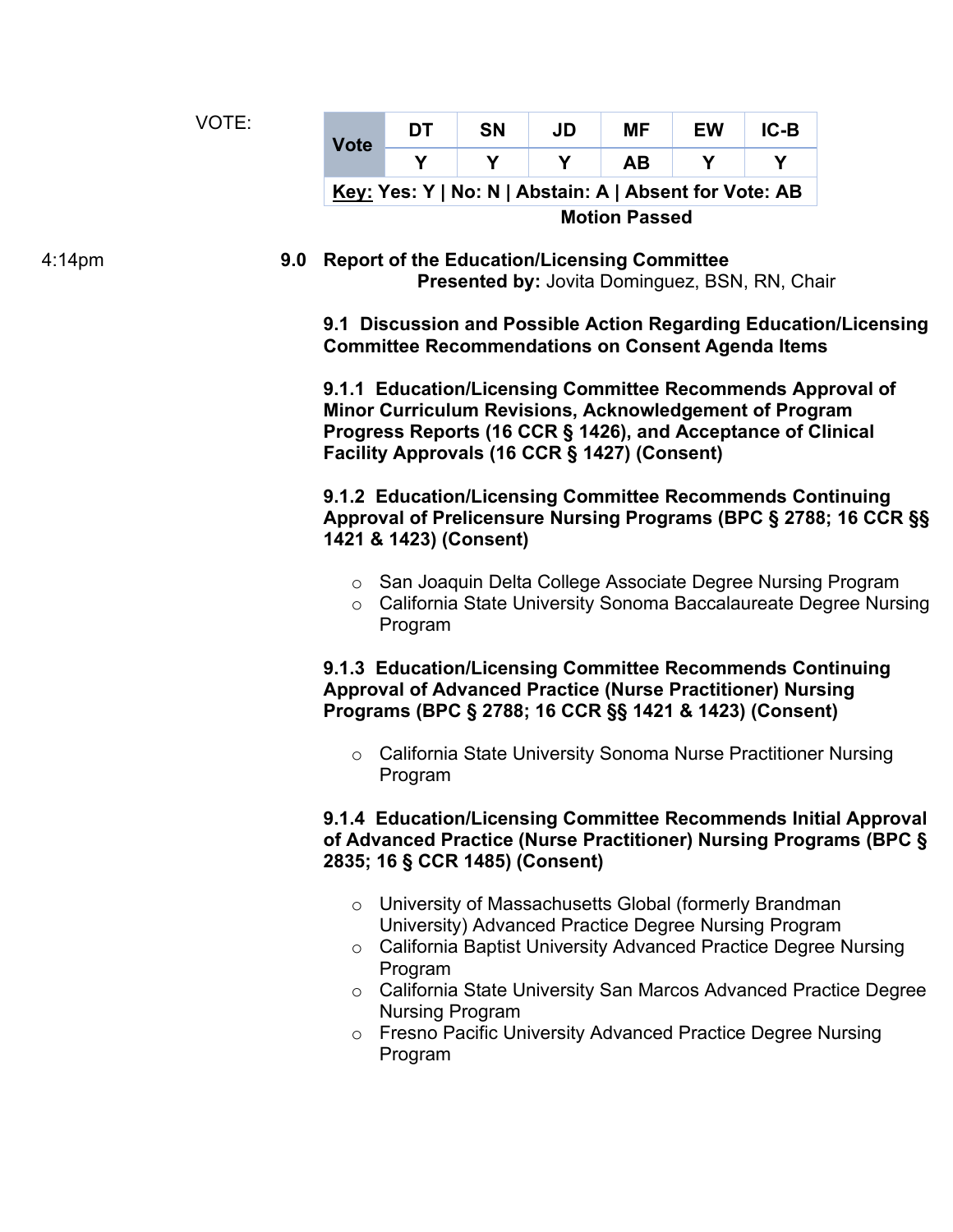VOTE:

| Vote | DT | SN | JD | MF | EW | IC-B |
|---|---|---|---|---|---|---|
| | Y | Y | Y | AB | Y | Y |

**Key:** Yes: Y | No: N | Abstain: A | Absent for Vote: AB

**Motion Passed**

4:14pm

**9.0 Report of the Education/Licensing Committee**
**Presented by:** Jovita Dominguez, BSN, RN, Chair

**9.1 Discussion and Possible Action Regarding Education/Licensing Committee Recommendations on Consent Agenda Items**

**9.1.1 Education/Licensing Committee Recommends Approval of Minor Curriculum Revisions, Acknowledgement of Program Progress Reports (16 CCR § 1426), and Acceptance of Clinical Facility Approvals (16 CCR § 1427) (Consent)**

**9.1.2 Education/Licensing Committee Recommends Continuing Approval of Prelicensure Nursing Programs (BPC § 2788; 16 CCR §§ 1421 & 1423) (Consent)**

- San Joaquin Delta College Associate Degree Nursing Program
- California State University Sonoma Baccalaureate Degree Nursing Program

**9.1.3 Education/Licensing Committee Recommends Continuing Approval of Advanced Practice (Nurse Practitioner) Nursing Programs (BPC § 2788; 16 CCR §§ 1421 & 1423) (Consent)**

- California State University Sonoma Nurse Practitioner Nursing Program

**9.1.4 Education/Licensing Committee Recommends Initial Approval of Advanced Practice (Nurse Practitioner) Nursing Programs (BPC § 2835; 16 § CCR 1485) (Consent)**

- University of Massachusetts Global (formerly Brandman University) Advanced Practice Degree Nursing Program
- California Baptist University Advanced Practice Degree Nursing Program
- California State University San Marcos Advanced Practice Degree Nursing Program
- Fresno Pacific University Advanced Practice Degree Nursing Program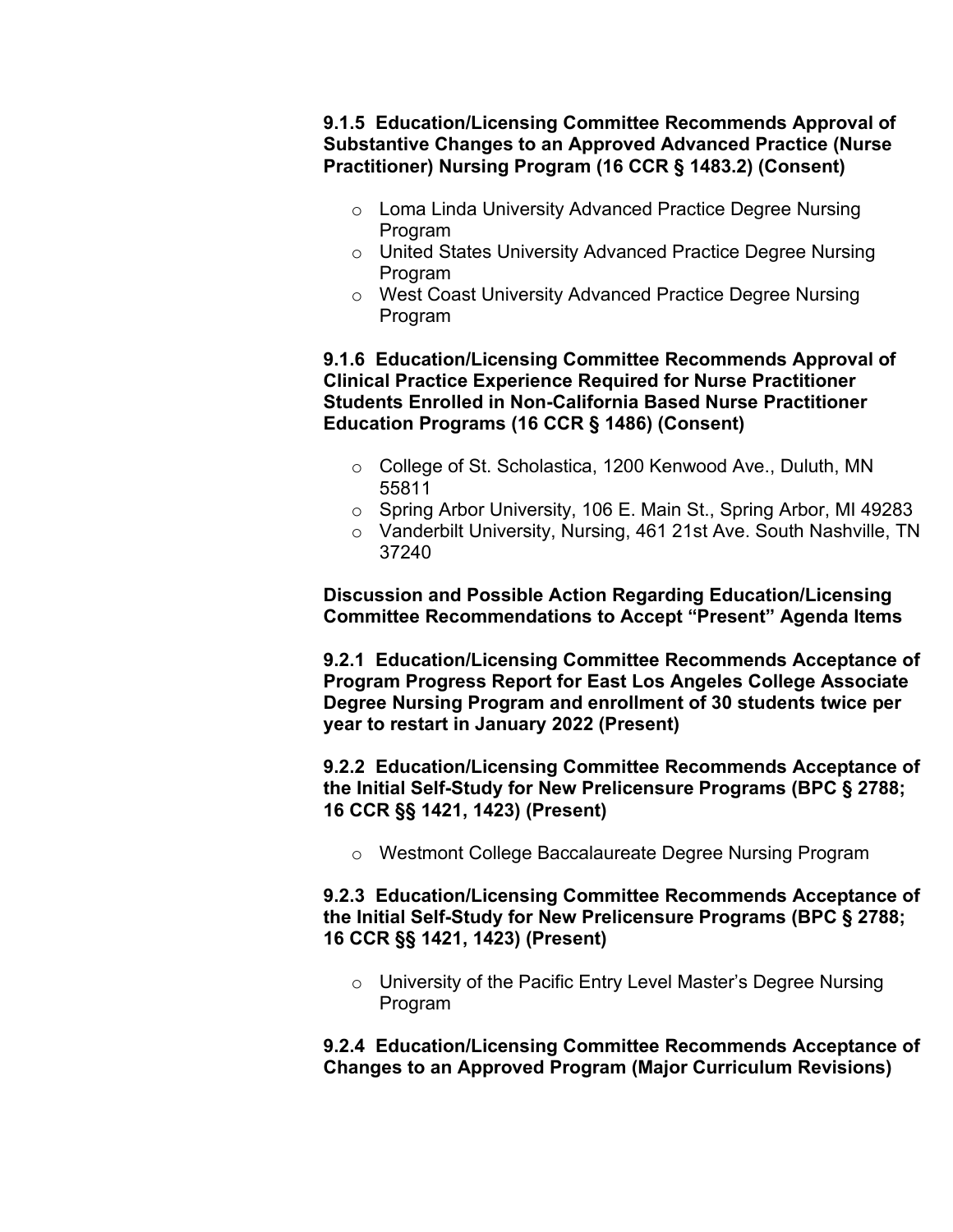**9.1.5 Education/Licensing Committee Recommends Approval of Substantive Changes to an Approved Advanced Practice (Nurse Practitioner) Nursing Program (16 CCR § 1483.2) (Consent)**

- Loma Linda University Advanced Practice Degree Nursing Program
- United States University Advanced Practice Degree Nursing Program
- West Coast University Advanced Practice Degree Nursing Program

**9.1.6 Education/Licensing Committee Recommends Approval of Clinical Practice Experience Required for Nurse Practitioner Students Enrolled in Non-California Based Nurse Practitioner Education Programs (16 CCR § 1486) (Consent)**

- College of St. Scholastica, 1200 Kenwood Ave., Duluth, MN 55811
- Spring Arbor University, 106 E. Main St., Spring Arbor, MI 49283
- Vanderbilt University, Nursing, 461 21st Ave. South Nashville, TN 37240

**Discussion and Possible Action Regarding Education/Licensing Committee Recommendations to Accept "Present" Agenda Items**

**9.2.1 Education/Licensing Committee Recommends Acceptance of Program Progress Report for East Los Angeles College Associate Degree Nursing Program and enrollment of 30 students twice per year to restart in January 2022 (Present)**

**9.2.2 Education/Licensing Committee Recommends Acceptance of the Initial Self-Study for New Prelicensure Programs (BPC § 2788; 16 CCR §§ 1421, 1423) (Present)**

- Westmont College Baccalaureate Degree Nursing Program

**9.2.3 Education/Licensing Committee Recommends Acceptance of the Initial Self-Study for New Prelicensure Programs (BPC § 2788; 16 CCR §§ 1421, 1423) (Present)**

- University of the Pacific Entry Level Master's Degree Nursing Program

**9.2.4 Education/Licensing Committee Recommends Acceptance of Changes to an Approved Program (Major Curriculum Revisions)**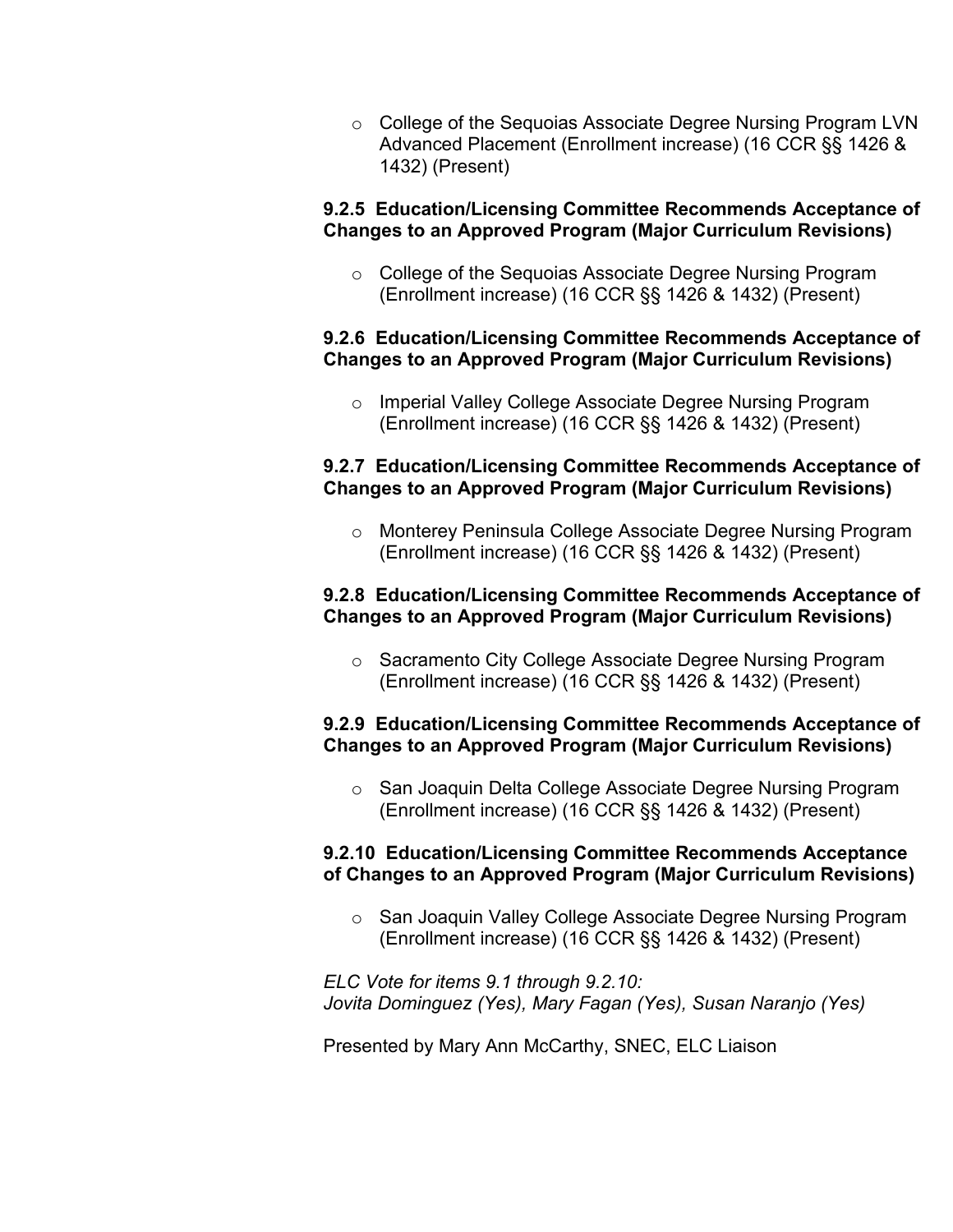- College of the Sequoias Associate Degree Nursing Program LVN Advanced Placement (Enrollment increase) (16 CCR §§ 1426 & 1432) (Present)

**9.2.5 Education/Licensing Committee Recommends Acceptance of Changes to an Approved Program (Major Curriculum Revisions)**

- College of the Sequoias Associate Degree Nursing Program (Enrollment increase) (16 CCR §§ 1426 & 1432) (Present)

**9.2.6 Education/Licensing Committee Recommends Acceptance of Changes to an Approved Program (Major Curriculum Revisions)**

- Imperial Valley College Associate Degree Nursing Program (Enrollment increase) (16 CCR §§ 1426 & 1432) (Present)

**9.2.7 Education/Licensing Committee Recommends Acceptance of Changes to an Approved Program (Major Curriculum Revisions)**

- Monterey Peninsula College Associate Degree Nursing Program (Enrollment increase) (16 CCR §§ 1426 & 1432) (Present)

**9.2.8 Education/Licensing Committee Recommends Acceptance of Changes to an Approved Program (Major Curriculum Revisions)**

- Sacramento City College Associate Degree Nursing Program (Enrollment increase) (16 CCR §§ 1426 & 1432) (Present)

**9.2.9 Education/Licensing Committee Recommends Acceptance of Changes to an Approved Program (Major Curriculum Revisions)**

- San Joaquin Delta College Associate Degree Nursing Program (Enrollment increase) (16 CCR §§ 1426 & 1432) (Present)

**9.2.10 Education/Licensing Committee Recommends Acceptance of Changes to an Approved Program (Major Curriculum Revisions)**

- San Joaquin Valley College Associate Degree Nursing Program (Enrollment increase) (16 CCR §§ 1426 & 1432) (Present)

*ELC Vote for items 9.1 through 9.2.10:*
*Jovita Dominguez (Yes), Mary Fagan (Yes), Susan Naranjo (Yes)*

Presented by Mary Ann McCarthy, SNEC, ELC Liaison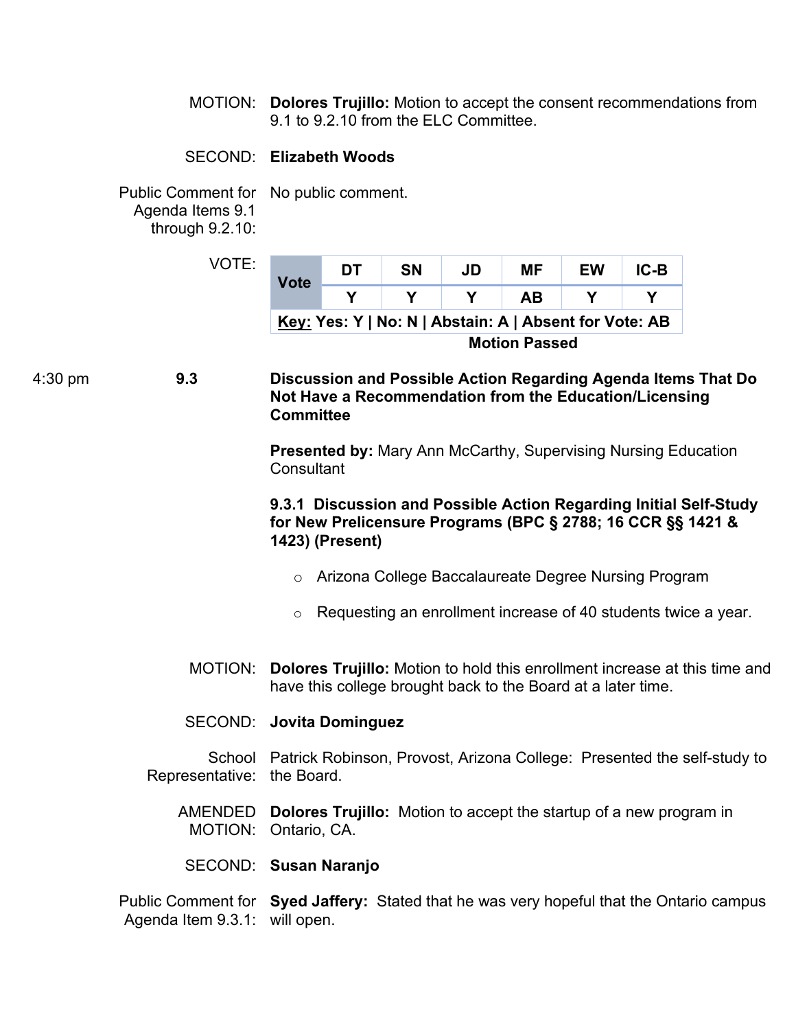MOTION: **Dolores Trujillo:** Motion to accept the consent recommendations from 9.1 to 9.2.10 from the ELC Committee.

SECOND: **Elizabeth Woods**

Public Comment for Agenda Items 9.1 through 9.2.10: No public comment.

VOTE:

| Vote | DT | SN | JD | MF | EW | IC-B |
|---|---|---|---|---|---|---|
| | Y | Y | Y | AB | Y | Y |

**Key: Yes: Y | No: N | Abstain: A | Absent for Vote: AB**

**Motion Passed**

4:30 pm **9.3** **Discussion and Possible Action Regarding Agenda Items That Do Not Have a Recommendation from the Education/Licensing Committee**

**Presented by:** Mary Ann McCarthy, Supervising Nursing Education Consultant

**9.3.1 Discussion and Possible Action Regarding Initial Self-Study for New Prelicensure Programs (BPC § 2788; 16 CCR §§ 1421 & 1423) (Present)**

- Arizona College Baccalaureate Degree Nursing Program
- Requesting an enrollment increase of 40 students twice a year.

MOTION: **Dolores Trujillo:** Motion to hold this enrollment increase at this time and have this college brought back to the Board at a later time.

SECOND: **Jovita Dominguez**

School Representative: Patrick Robinson, Provost, Arizona College: Presented the self-study to the Board.

AMENDED MOTION: **Dolores Trujillo:** Motion to accept the startup of a new program in Ontario, CA.

SECOND: **Susan Naranjo**

Public Comment for Agenda Item 9.3.1: **Syed Jaffery:** Stated that he was very hopeful that the Ontario campus will open.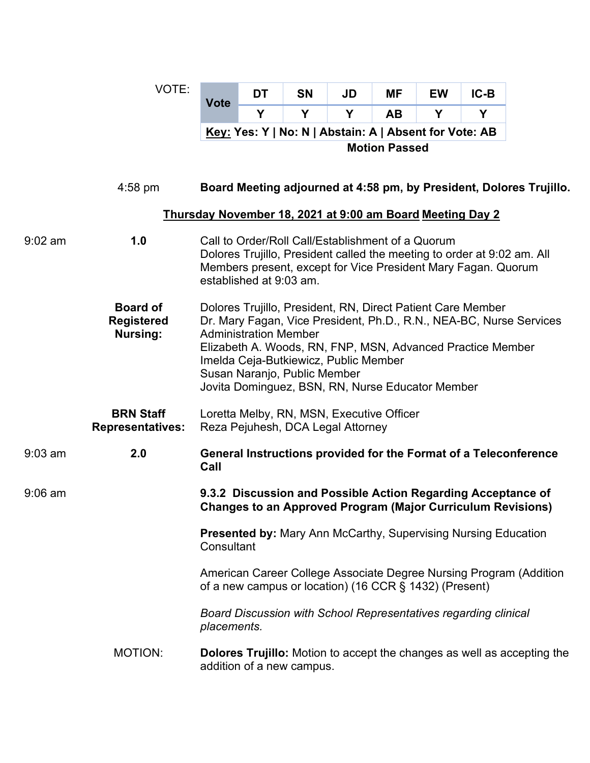VOTE:

| Vote | DT | SN | JD | MF | EW | IC-B |
|---|---|---|---|---|---|---|
| | Y | Y | Y | AB | Y | Y |

**Key: Yes: Y | No: N | Abstain: A | Absent for Vote: AB**

**Motion Passed**

4:58 pm **Board Meeting adjourned at 4:58 pm, by President, Dolores Trujillo.**

**Thursday November 18, 2021 at 9:00 am Board Meeting Day 2**

9:02 am **1.0** Call to Order/Roll Call/Establishment of a Quorum

Dolores Trujillo, President called the meeting to order at 9:02 am. All Members present, except for Vice President Mary Fagan. Quorum established at 9:03 am.

**Board of Registered Nursing:**

Dolores Trujillo, President, RN, Direct Patient Care Member
Dr. Mary Fagan, Vice President, Ph.D., R.N., NEA-BC, Nurse Services Administration Member
Elizabeth A. Woods, RN, FNP, MSN, Advanced Practice Member
Imelda Ceja-Butkiewicz, Public Member
Susan Naranjo, Public Member
Jovita Dominguez, BSN, RN, Nurse Educator Member

**BRN Staff Representatives:**

Loretta Melby, RN, MSN, Executive Officer
Reza Pejuhesh, DCA Legal Attorney

9:03 am **2.0** **General Instructions provided for the Format of a Teleconference Call**

9:06 am **9.3.2 Discussion and Possible Action Regarding Acceptance of Changes to an Approved Program (Major Curriculum Revisions)**

**Presented by:** Mary Ann McCarthy, Supervising Nursing Education Consultant

American Career College Associate Degree Nursing Program (Addition of a new campus or location) (16 CCR § 1432) (Present)

*Board Discussion with School Representatives regarding clinical placements.*

MOTION: **Dolores Trujillo:** Motion to accept the changes as well as accepting the addition of a new campus.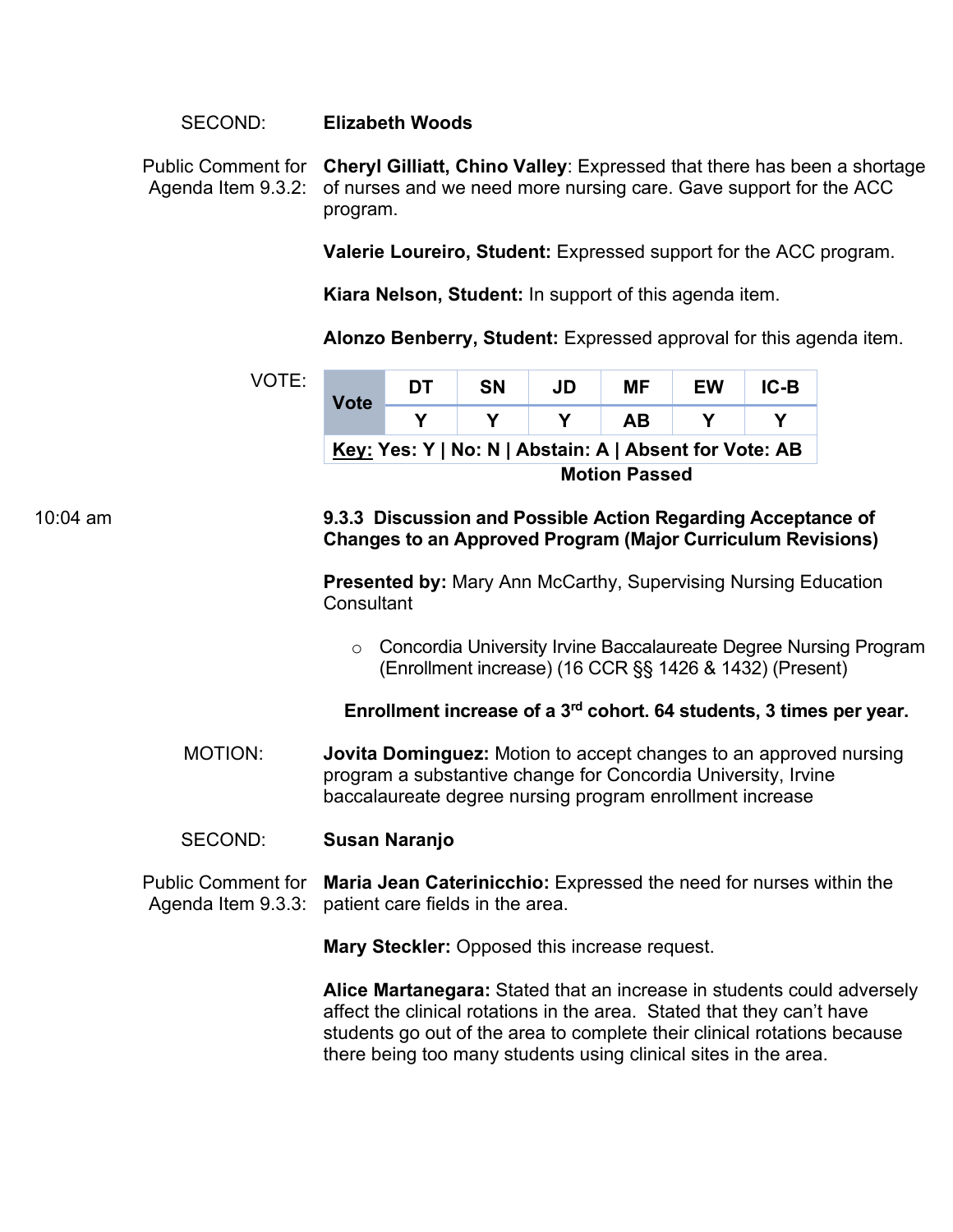SECOND: **Elizabeth Woods**

Public Comment for Agenda Item 9.3.2: **Cheryl Gilliatt, Chino Valley**: Expressed that there has been a shortage of nurses and we need more nursing care. Gave support for the ACC program.

**Valerie Loureiro, Student:** Expressed support for the ACC program.

**Kiara Nelson, Student:** In support of this agenda item.

**Alonzo Benberry, Student:** Expressed approval for this agenda item.

VOTE:

| Vote | DT | SN | JD | MF | EW | IC-B |
|---|---|---|---|---|---|---|
| | Y | Y | Y | AB | Y | Y |
| **Key: Yes: Y \| No: N \| Abstain: A \| Absent for Vote: AB** | | | | | | |

**Motion Passed**

10:04 am

**9.3.3 Discussion and Possible Action Regarding Acceptance of Changes to an Approved Program (Major Curriculum Revisions)**

**Presented by:** Mary Ann McCarthy, Supervising Nursing Education Consultant

- Concordia University Irvine Baccalaureate Degree Nursing Program (Enrollment increase) (16 CCR §§ 1426 & 1432) (Present)

**Enrollment increase of a 3rd cohort. 64 students, 3 times per year.**

MOTION: **Jovita Dominguez:** Motion to accept changes to an approved nursing program a substantive change for Concordia University, Irvine baccalaureate degree nursing program enrollment increase

SECOND: **Susan Naranjo**

Public Comment for Agenda Item 9.3.3: **Maria Jean Caterinicchio:** Expressed the need for nurses within the patient care fields in the area.

**Mary Steckler:** Opposed this increase request.

**Alice Martanegara:** Stated that an increase in students could adversely affect the clinical rotations in the area. Stated that they can't have students go out of the area to complete their clinical rotations because there being too many students using clinical sites in the area.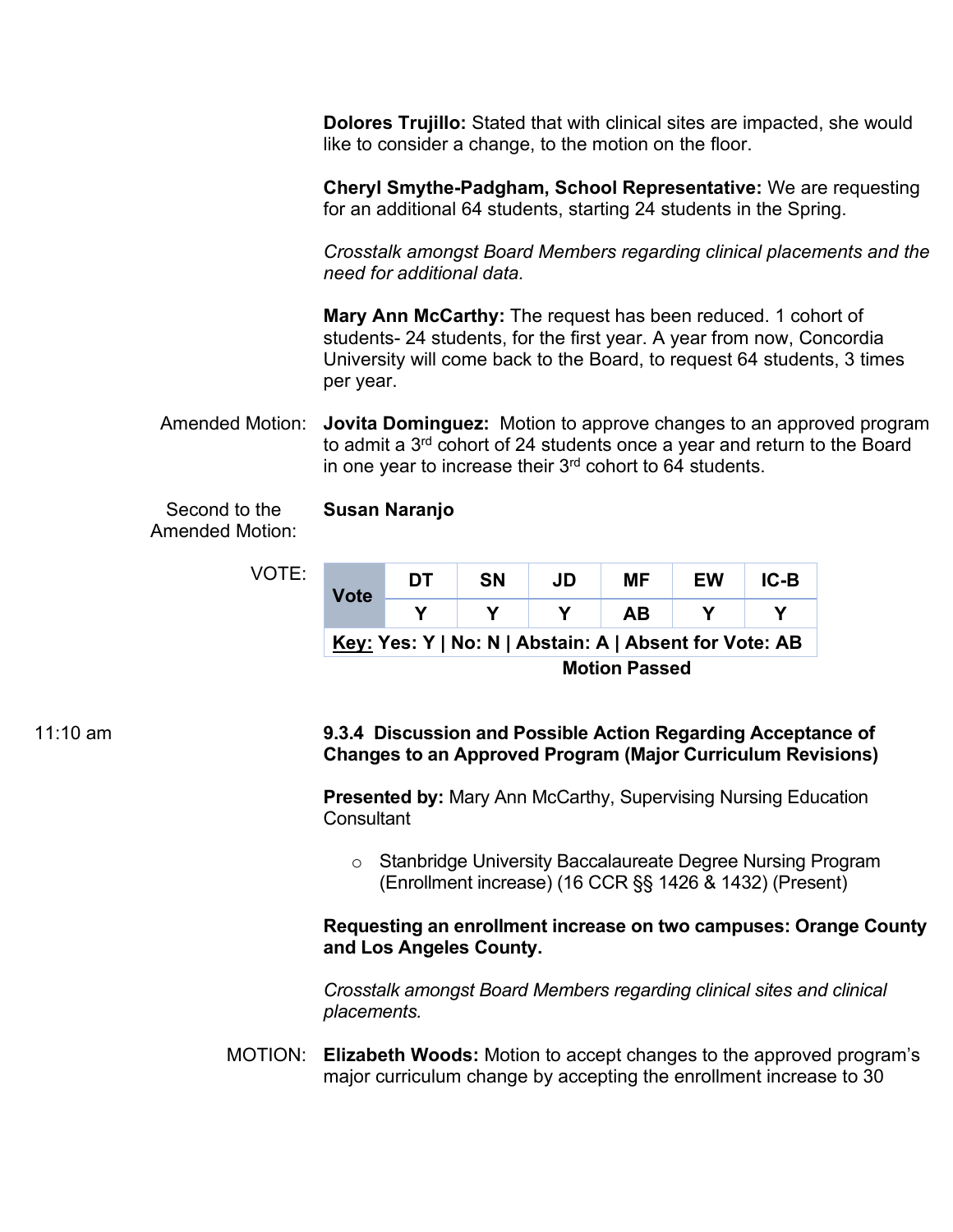**Dolores Trujillo:** Stated that with clinical sites are impacted, she would like to consider a change, to the motion on the floor.

**Cheryl Smythe-Padgham, School Representative:** We are requesting for an additional 64 students, starting 24 students in the Spring.

*Crosstalk amongst Board Members regarding clinical placements and the need for additional data.*

**Mary Ann McCarthy:** The request has been reduced. 1 cohort of students- 24 students, for the first year. A year from now, Concordia University will come back to the Board, to request 64 students, 3 times per year.

Amended Motion: **Jovita Dominguez:** Motion to approve changes to an approved program to admit a 3rd cohort of 24 students once a year and return to the Board in one year to increase their 3rd cohort to 64 students.

Second to the Amended Motion: **Susan Naranjo**

VOTE:

| Vote | DT | SN | JD | MF | EW | IC-B |
|---|---|---|---|---|---|---|
| | Y | Y | Y | AB | Y | Y |

**Key: Yes: Y | No: N | Abstain: A | Absent for Vote: AB**

**Motion Passed**

11:10 am

**9.3.4 Discussion and Possible Action Regarding Acceptance of Changes to an Approved Program (Major Curriculum Revisions)**

**Presented by:** Mary Ann McCarthy, Supervising Nursing Education Consultant

- Stanbridge University Baccalaureate Degree Nursing Program (Enrollment increase) (16 CCR §§ 1426 & 1432) (Present)

**Requesting an enrollment increase on two campuses: Orange County and Los Angeles County.**

*Crosstalk amongst Board Members regarding clinical sites and clinical placements.*

MOTION: **Elizabeth Woods:** Motion to accept changes to the approved program's major curriculum change by accepting the enrollment increase to 30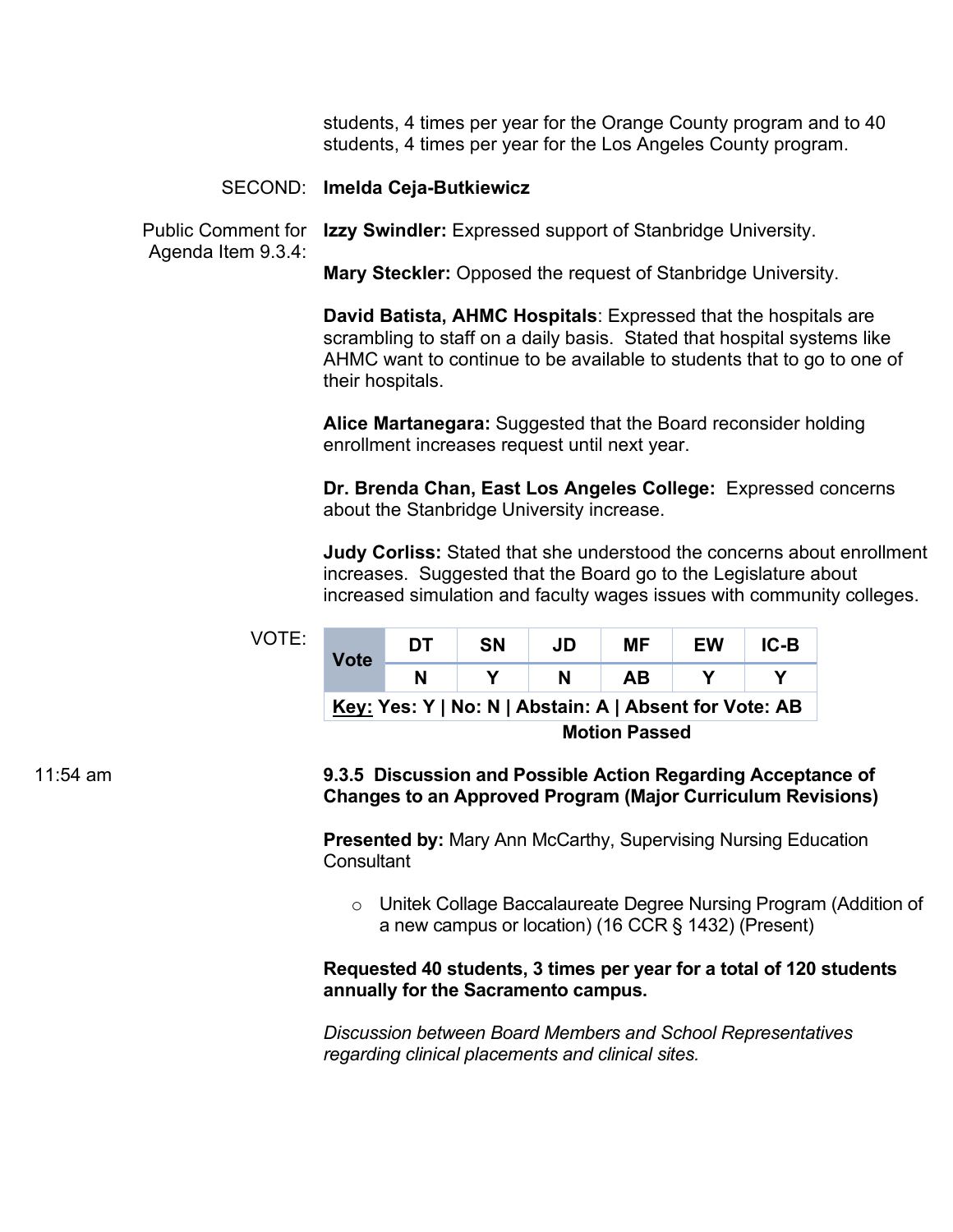students, 4 times per year for the Orange County program and to 40 students, 4 times per year for the Los Angeles County program.

SECOND: **Imelda Ceja-Butkiewicz**

Public Comment for Agenda Item 9.3.4:

**Izzy Swindler:** Expressed support of Stanbridge University.

**Mary Steckler:** Opposed the request of Stanbridge University.

**David Batista, AHMC Hospitals**: Expressed that the hospitals are scrambling to staff on a daily basis. Stated that hospital systems like AHMC want to continue to be available to students that to go to one of their hospitals.

**Alice Martanegara:** Suggested that the Board reconsider holding enrollment increases request until next year.

**Dr. Brenda Chan, East Los Angeles College:** Expressed concerns about the Stanbridge University increase.

**Judy Corliss:** Stated that she understood the concerns about enrollment increases. Suggested that the Board go to the Legislature about increased simulation and faculty wages issues with community colleges.

VOTE:

| Vote | DT | SN | JD | MF | EW | IC-B |
|---|---|---|---|---|---|---|
| | N | Y | N | AB | Y | Y |
| **Key: Yes: Y \| No: N \| Abstain: A \| Absent for Vote: AB** | | | | | | |

**Motion Passed**

11:54 am

**9.3.5 Discussion and Possible Action Regarding Acceptance of Changes to an Approved Program (Major Curriculum Revisions)**

**Presented by:** Mary Ann McCarthy, Supervising Nursing Education Consultant

- Unitek Collage Baccalaureate Degree Nursing Program (Addition of a new campus or location) (16 CCR § 1432) (Present)

**Requested 40 students, 3 times per year for a total of 120 students annually for the Sacramento campus.**

*Discussion between Board Members and School Representatives regarding clinical placements and clinical sites.*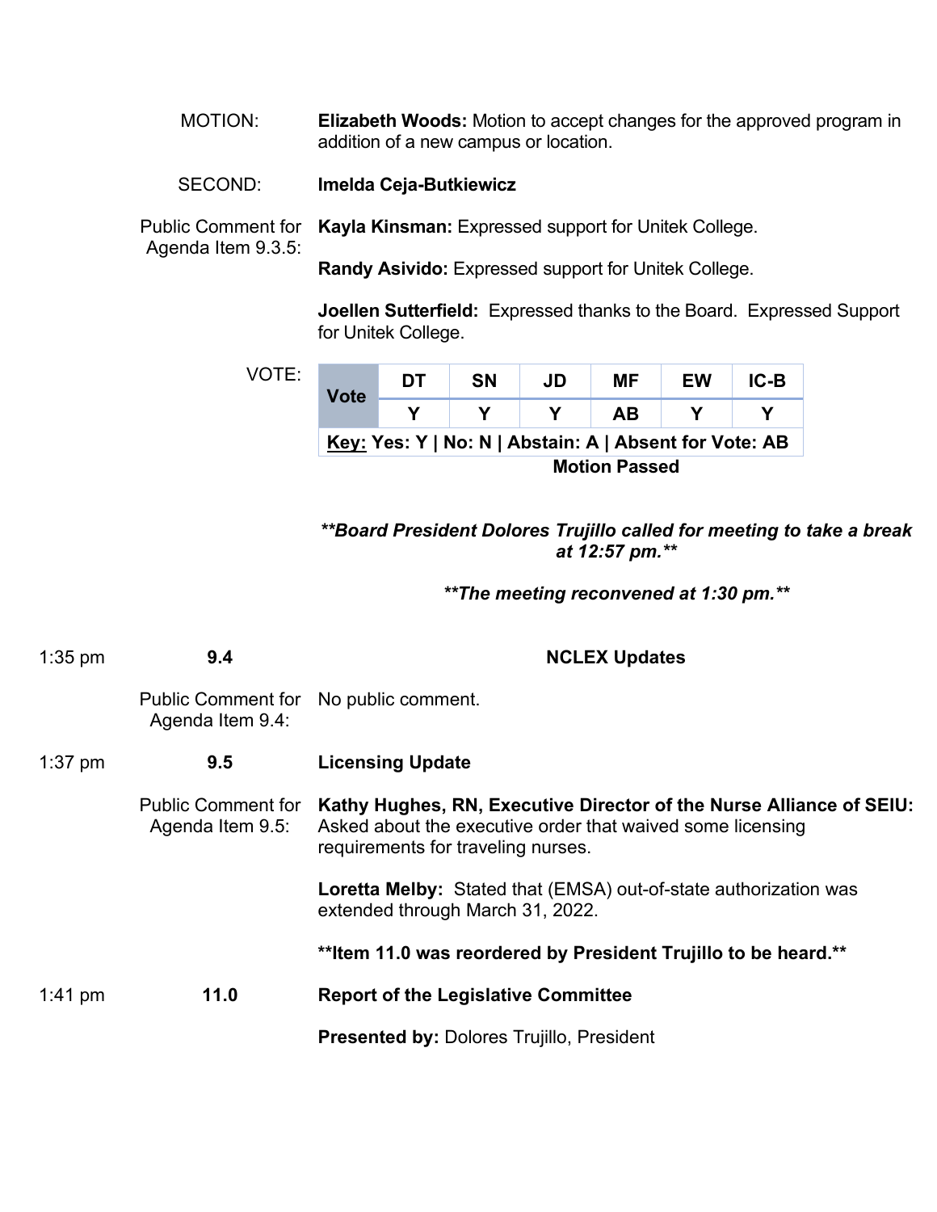MOTION: **Elizabeth Woods:** Motion to accept changes for the approved program in addition of a new campus or location.

SECOND: **Imelda Ceja-Butkiewicz**

Public Comment for Agenda Item 9.3.5: **Kayla Kinsman:** Expressed support for Unitek College.

**Randy Asivido:** Expressed support for Unitek College.

**Joellen Sutterfield:** Expressed thanks to the Board. Expressed Support for Unitek College.

VOTE:

| Vote | DT | SN | JD | MF | EW | IC-B |
|---|---|---|---|---|---|---|
| | Y | Y | Y | AB | Y | Y |

**Key: Yes: Y | No: N | Abstain: A | Absent for Vote: AB**

**Motion Passed**

***\*\*Board President Dolores Trujillo called for meeting to take a break at 12:57 pm.\*\****

***\*\*The meeting reconvened at 1:30 pm.\*\****

1:35 pm **9.4** **NCLEX Updates**

Public Comment for Agenda Item 9.4: No public comment.

1:37 pm **9.5** **Licensing Update**

Public Comment for Agenda Item 9.5: **Kathy Hughes, RN, Executive Director of the Nurse Alliance of SEIU:** Asked about the executive order that waived some licensing requirements for traveling nurses.

**Loretta Melby:** Stated that (EMSA) out-of-state authorization was extended through March 31, 2022.

**\*\*Item 11.0 was reordered by President Trujillo to be heard.\*\***

1:41 pm **11.0** **Report of the Legislative Committee**

**Presented by:** Dolores Trujillo, President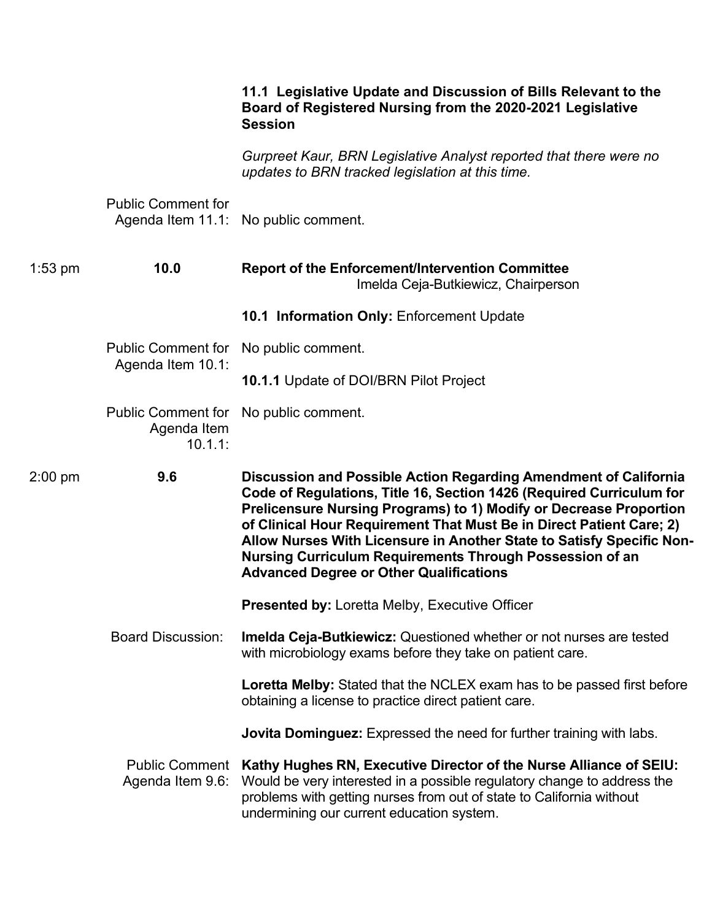**11.1 Legislative Update and Discussion of Bills Relevant to the Board of Registered Nursing from the 2020-2021 Legislative Session**

*Gurpreet Kaur, BRN Legislative Analyst reported that there were no updates to BRN tracked legislation at this time.*

Public Comment for Agenda Item 11.1: No public comment.

1:53 pm **10.0** **Report of the Enforcement/Intervention Committee**
Imelda Ceja-Butkiewicz, Chairperson

**10.1 Information Only:** Enforcement Update

Public Comment for Agenda Item 10.1: No public comment.

**10.1.1** Update of DOI/BRN Pilot Project

Public Comment for Agenda Item 10.1.1: No public comment.

2:00 pm **9.6** **Discussion and Possible Action Regarding Amendment of California Code of Regulations, Title 16, Section 1426 (Required Curriculum for Prelicensure Nursing Programs) to 1) Modify or Decrease Proportion of Clinical Hour Requirement That Must Be in Direct Patient Care; 2) Allow Nurses With Licensure in Another State to Satisfy Specific Non-Nursing Curriculum Requirements Through Possession of an Advanced Degree or Other Qualifications**

**Presented by:** Loretta Melby, Executive Officer

Board Discussion:

**Imelda Ceja-Butkiewicz:** Questioned whether or not nurses are tested with microbiology exams before they take on patient care.

**Loretta Melby:** Stated that the NCLEX exam has to be passed first before obtaining a license to practice direct patient care.

**Jovita Dominguez:** Expressed the need for further training with labs.

Public Comment Agenda Item 9.6:

**Kathy Hughes RN, Executive Director of the Nurse Alliance of SEIU:** Would be very interested in a possible regulatory change to address the problems with getting nurses from out of state to California without undermining our current education system.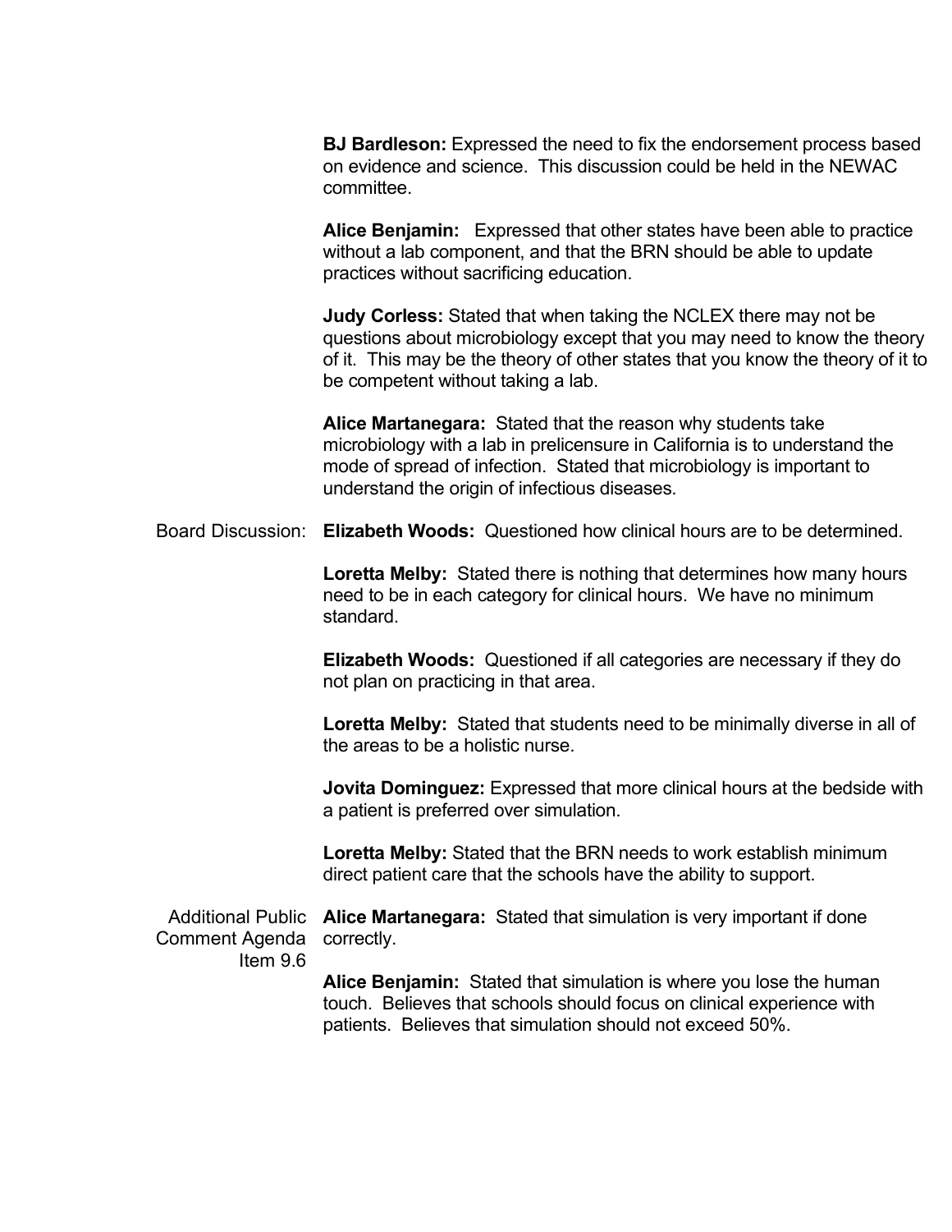**BJ Bardleson:** Expressed the need to fix the endorsement process based on evidence and science. This discussion could be held in the NEWAC committee.

**Alice Benjamin:** Expressed that other states have been able to practice without a lab component, and that the BRN should be able to update practices without sacrificing education.

**Judy Corless:** Stated that when taking the NCLEX there may not be questions about microbiology except that you may need to know the theory of it. This may be the theory of other states that you know the theory of it to be competent without taking a lab.

**Alice Martanegara:** Stated that the reason why students take microbiology with a lab in prelicensure in California is to understand the mode of spread of infection. Stated that microbiology is important to understand the origin of infectious diseases.

Board Discussion:

**Elizabeth Woods:** Questioned how clinical hours are to be determined.

**Loretta Melby:** Stated there is nothing that determines how many hours need to be in each category for clinical hours. We have no minimum standard.

**Elizabeth Woods:** Questioned if all categories are necessary if they do not plan on practicing in that area.

**Loretta Melby:** Stated that students need to be minimally diverse in all of the areas to be a holistic nurse.

**Jovita Dominguez:** Expressed that more clinical hours at the bedside with a patient is preferred over simulation.

**Loretta Melby:** Stated that the BRN needs to work establish minimum direct patient care that the schools have the ability to support.

Additional Public Comment Agenda Item 9.6

**Alice Martanegara:** Stated that simulation is very important if done correctly.

**Alice Benjamin:** Stated that simulation is where you lose the human touch. Believes that schools should focus on clinical experience with patients. Believes that simulation should not exceed 50%.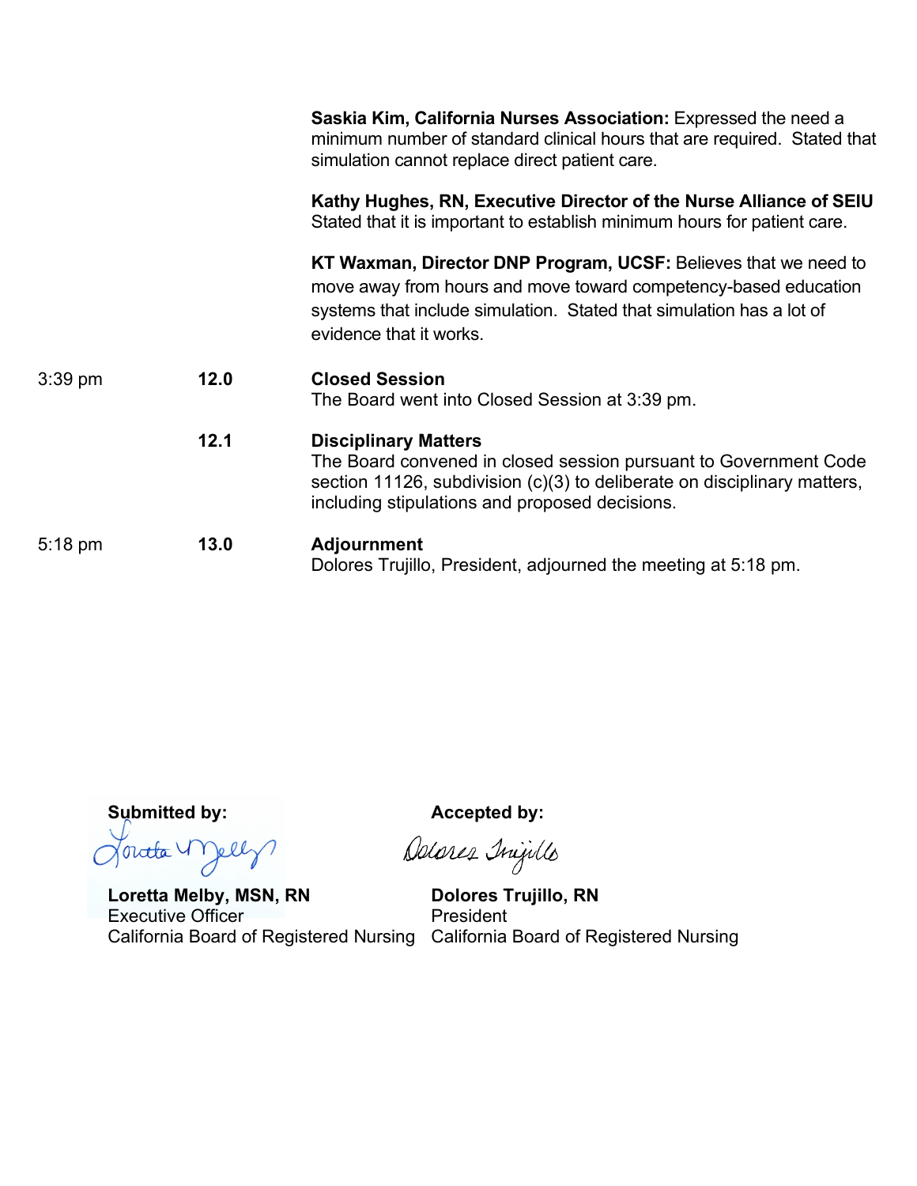**Saskia Kim, California Nurses Association:** Expressed the need a minimum number of standard clinical hours that are required. Stated that simulation cannot replace direct patient care.

**Kathy Hughes, RN, Executive Director of the Nurse Alliance of SEIU** Stated that it is important to establish minimum hours for patient care.

**KT Waxman, Director DNP Program, UCSF:** Believes that we need to move away from hours and move toward competency-based education systems that include simulation. Stated that simulation has a lot of evidence that it works.

3:39 pm **12.0 Closed Session**

The Board went into Closed Session at 3:39 pm.

**12.1 Disciplinary Matters**

The Board convened in closed session pursuant to Government Code section 11126, subdivision (c)(3) to deliberate on disciplinary matters, including stipulations and proposed decisions.

5:18 pm **13.0 Adjournment**

Dolores Trujillo, President, adjourned the meeting at 5:18 pm.

| Submitted by: | Accepted by: |
|---|---|
| **Loretta Melby, MSN, RN** | **Dolores Trujillo, RN** |
| Executive Officer | President |
| California Board of Registered Nursing | California Board of Registered Nursing |